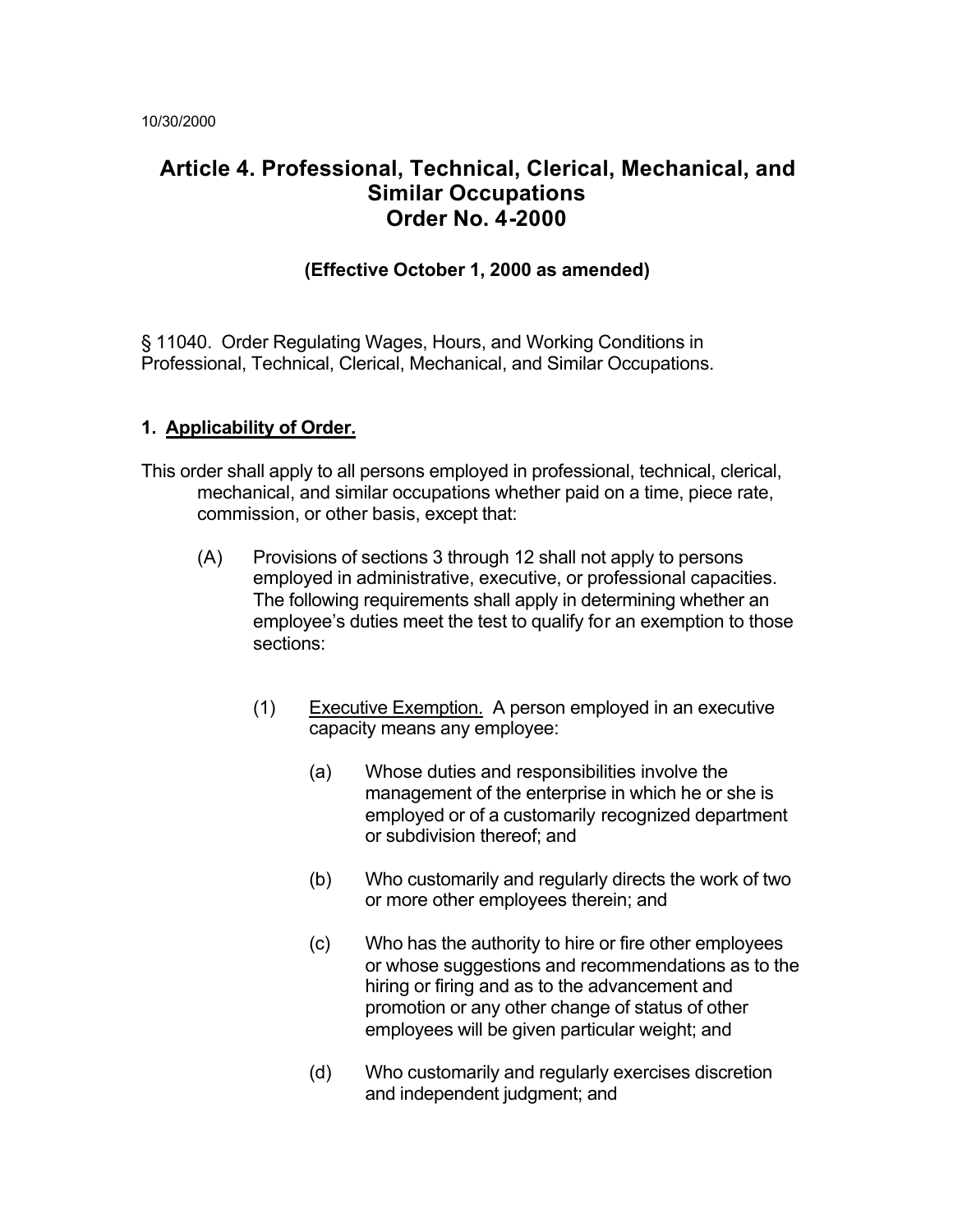10/30/2000

# Article 4. Professional, Technical, Clerical, Mechanical, and Similar Occupations
# Order No. 4-2000

### (Effective October 1, 2000 as amended)

§ 11040. Order Regulating Wages, Hours, and Working Conditions in Professional, Technical, Clerical, Mechanical, and Similar Occupations.

## 1. Applicability of Order.

This order shall apply to all persons employed in professional, technical, clerical, mechanical, and similar occupations whether paid on a time, piece rate, commission, or other basis, except that:

(A) Provisions of sections 3 through 12 shall not apply to persons employed in administrative, executive, or professional capacities. The following requirements shall apply in determining whether an employee's duties meet the test to qualify for an exemption to those sections:

(1) Executive Exemption. A person employed in an executive capacity means any employee:

(a) Whose duties and responsibilities involve the management of the enterprise in which he or she is employed or of a customarily recognized department or subdivision thereof; and

(b) Who customarily and regularly directs the work of two or more other employees therein; and

(c) Who has the authority to hire or fire other employees or whose suggestions and recommendations as to the hiring or firing and as to the advancement and promotion or any other change of status of other employees will be given particular weight; and

(d) Who customarily and regularly exercises discretion and independent judgment; and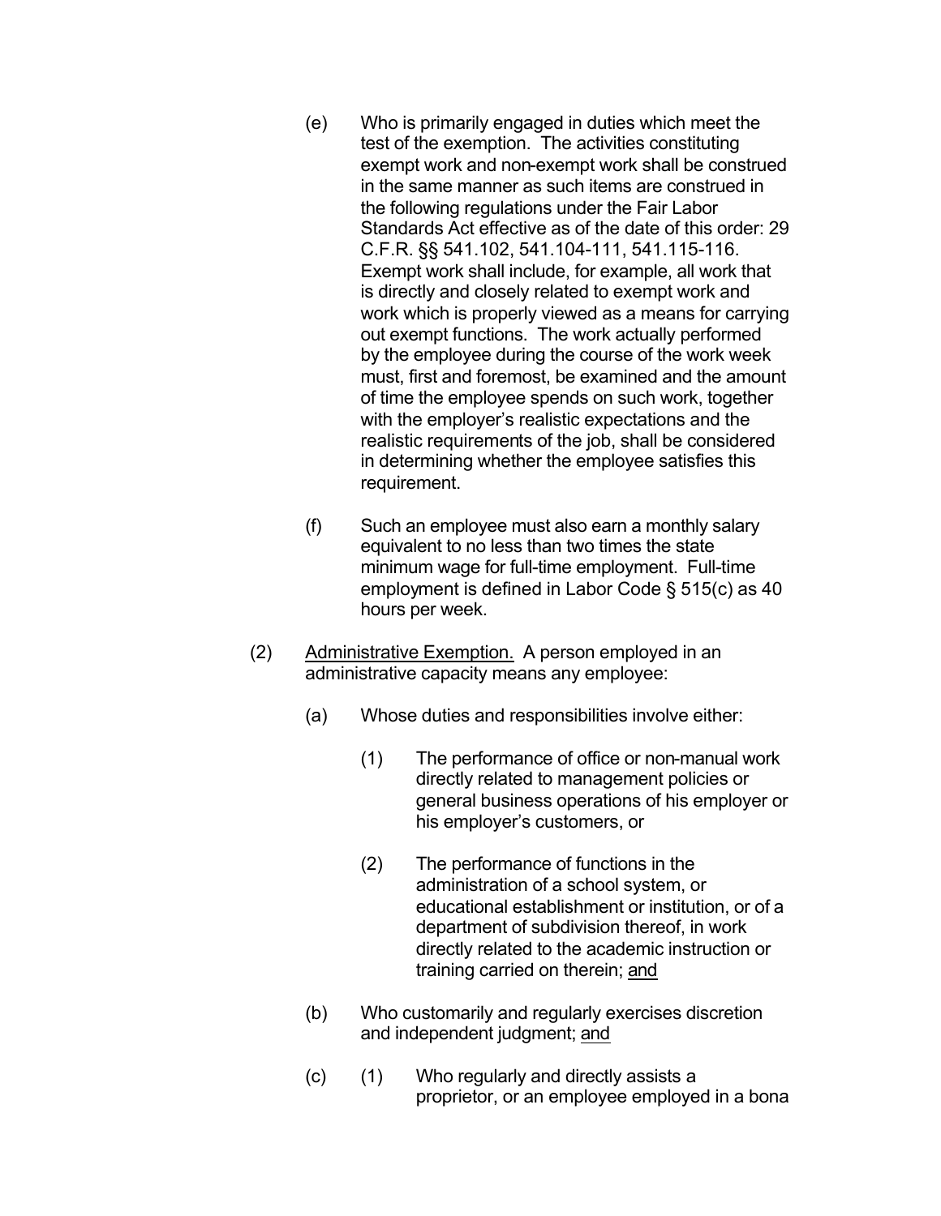(e) Who is primarily engaged in duties which meet the test of the exemption. The activities constituting exempt work and non-exempt work shall be construed in the same manner as such items are construed in the following regulations under the Fair Labor Standards Act effective as of the date of this order: 29 C.F.R. §§ 541.102, 541.104-111, 541.115-116. Exempt work shall include, for example, all work that is directly and closely related to exempt work and work which is properly viewed as a means for carrying out exempt functions. The work actually performed by the employee during the course of the work week must, first and foremost, be examined and the amount of time the employee spends on such work, together with the employer's realistic expectations and the realistic requirements of the job, shall be considered in determining whether the employee satisfies this requirement.

(f) Such an employee must also earn a monthly salary equivalent to no less than two times the state minimum wage for full-time employment. Full-time employment is defined in Labor Code § 515(c) as 40 hours per week.

(2) <u>Administrative Exemption.</u> A person employed in an administrative capacity means any employee:

(a) Whose duties and responsibilities involve either:

(1) The performance of office or non-manual work directly related to management policies or general business operations of his employer or his employer's customers, or

(2) The performance of functions in the administration of a school system, or educational establishment or institution, or of a department of subdivision thereof, in work directly related to the academic instruction or training carried on therein; <u>and</u>

(b) Who customarily and regularly exercises discretion and independent judgment; <u>and</u>

(c) (1) Who regularly and directly assists a proprietor, or an employee employed in a bona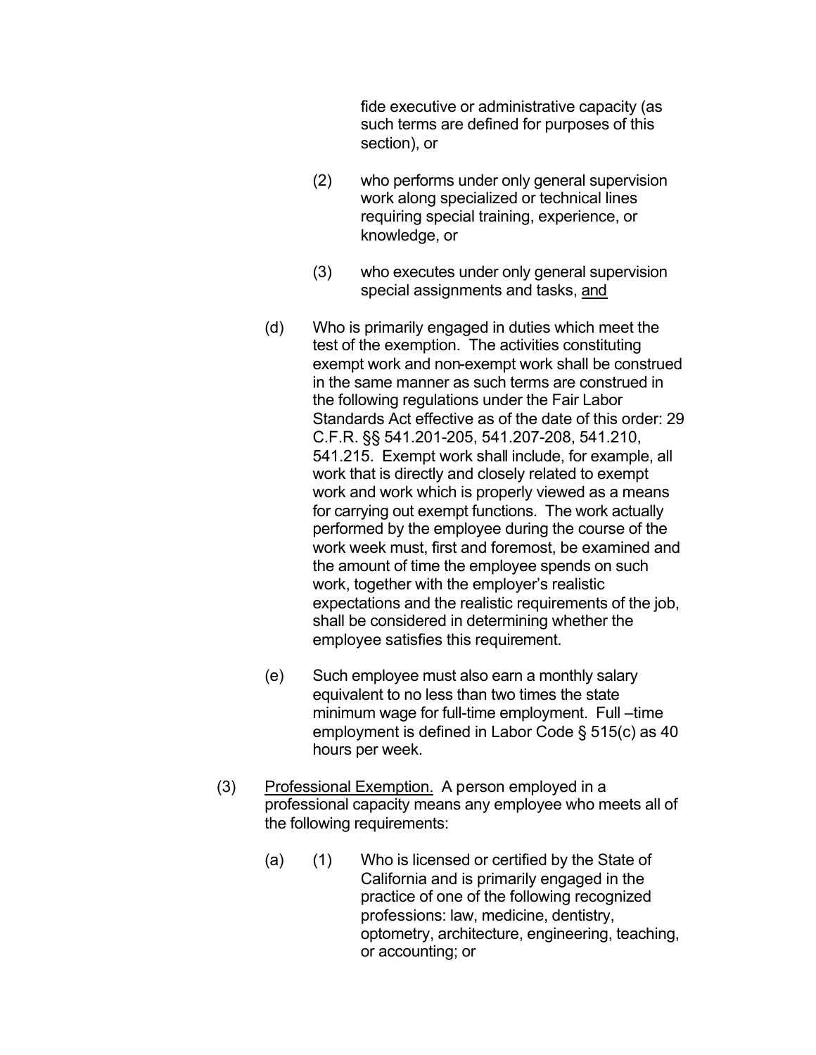fide executive or administrative capacity (as such terms are defined for purposes of this section), or

(2) who performs under only general supervision work along specialized or technical lines requiring special training, experience, or knowledge, or

(3) who executes under only general supervision special assignments and tasks, <u>and</u>

(d) Who is primarily engaged in duties which meet the test of the exemption. The activities constituting exempt work and non-exempt work shall be construed in the same manner as such terms are construed in the following regulations under the Fair Labor Standards Act effective as of the date of this order: 29 C.F.R. §§ 541.201-205, 541.207-208, 541.210, 541.215. Exempt work shall include, for example, all work that is directly and closely related to exempt work and work which is properly viewed as a means for carrying out exempt functions. The work actually performed by the employee during the course of the work week must, first and foremost, be examined and the amount of time the employee spends on such work, together with the employer's realistic expectations and the realistic requirements of the job, shall be considered in determining whether the employee satisfies this requirement.

(e) Such employee must also earn a monthly salary equivalent to no less than two times the state minimum wage for full-time employment. Full –time employment is defined in Labor Code § 515(c) as 40 hours per week.

(3) <u>Professional Exemption.</u> A person employed in a professional capacity means any employee who meets all of the following requirements:

(a) (1) Who is licensed or certified by the State of California and is primarily engaged in the practice of one of the following recognized professions: law, medicine, dentistry, optometry, architecture, engineering, teaching, or accounting; or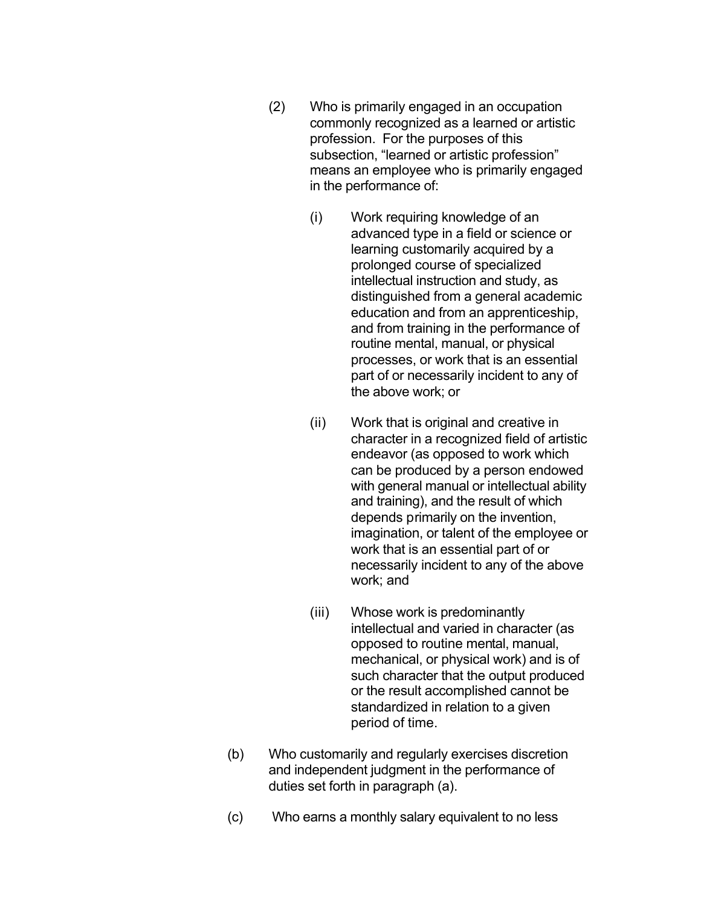(2) Who is primarily engaged in an occupation commonly recognized as a learned or artistic profession. For the purposes of this subsection, "learned or artistic profession" means an employee who is primarily engaged in the performance of:

(i) Work requiring knowledge of an advanced type in a field or science or learning customarily acquired by a prolonged course of specialized intellectual instruction and study, as distinguished from a general academic education and from an apprenticeship, and from training in the performance of routine mental, manual, or physical processes, or work that is an essential part of or necessarily incident to any of the above work; or

(ii) Work that is original and creative in character in a recognized field of artistic endeavor (as opposed to work which can be produced by a person endowed with general manual or intellectual ability and training), and the result of which depends primarily on the invention, imagination, or talent of the employee or work that is an essential part of or necessarily incident to any of the above work; and

(iii) Whose work is predominantly intellectual and varied in character (as opposed to routine mental, manual, mechanical, or physical work) and is of such character that the output produced or the result accomplished cannot be standardized in relation to a given period of time.

(b) Who customarily and regularly exercises discretion and independent judgment in the performance of duties set forth in paragraph (a).

(c) Who earns a monthly salary equivalent to no less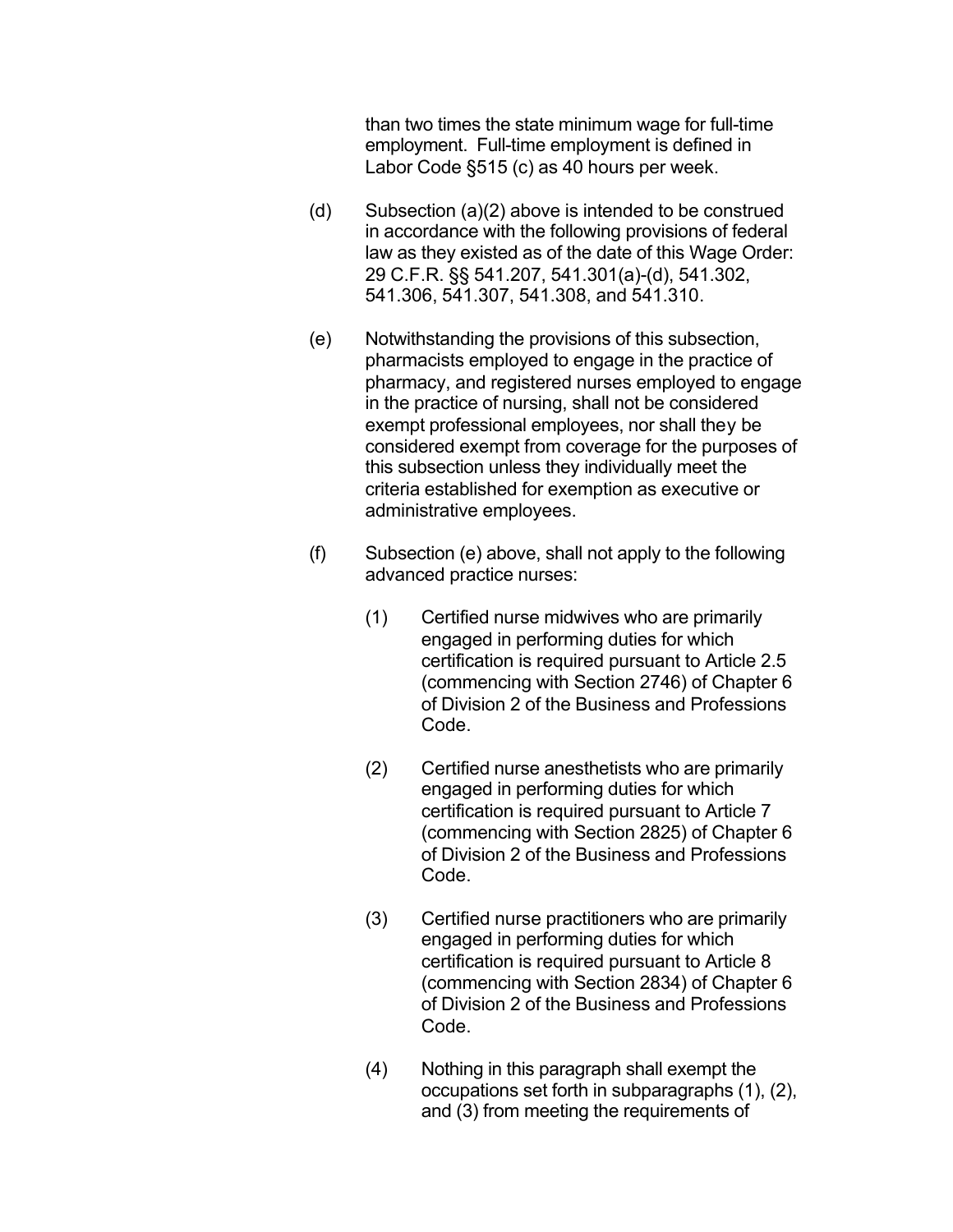than two times the state minimum wage for full-time employment. Full-time employment is defined in Labor Code §515 (c) as 40 hours per week.

(d) Subsection (a)(2) above is intended to be construed in accordance with the following provisions of federal law as they existed as of the date of this Wage Order: 29 C.F.R. §§ 541.207, 541.301(a)-(d), 541.302, 541.306, 541.307, 541.308, and 541.310.

(e) Notwithstanding the provisions of this subsection, pharmacists employed to engage in the practice of pharmacy, and registered nurses employed to engage in the practice of nursing, shall not be considered exempt professional employees, nor shall they be considered exempt from coverage for the purposes of this subsection unless they individually meet the criteria established for exemption as executive or administrative employees.

(f) Subsection (e) above, shall not apply to the following advanced practice nurses:

(1) Certified nurse midwives who are primarily engaged in performing duties for which certification is required pursuant to Article 2.5 (commencing with Section 2746) of Chapter 6 of Division 2 of the Business and Professions Code.

(2) Certified nurse anesthetists who are primarily engaged in performing duties for which certification is required pursuant to Article 7 (commencing with Section 2825) of Chapter 6 of Division 2 of the Business and Professions Code.

(3) Certified nurse practitioners who are primarily engaged in performing duties for which certification is required pursuant to Article 8 (commencing with Section 2834) of Chapter 6 of Division 2 of the Business and Professions Code.

(4) Nothing in this paragraph shall exempt the occupations set forth in subparagraphs (1), (2), and (3) from meeting the requirements of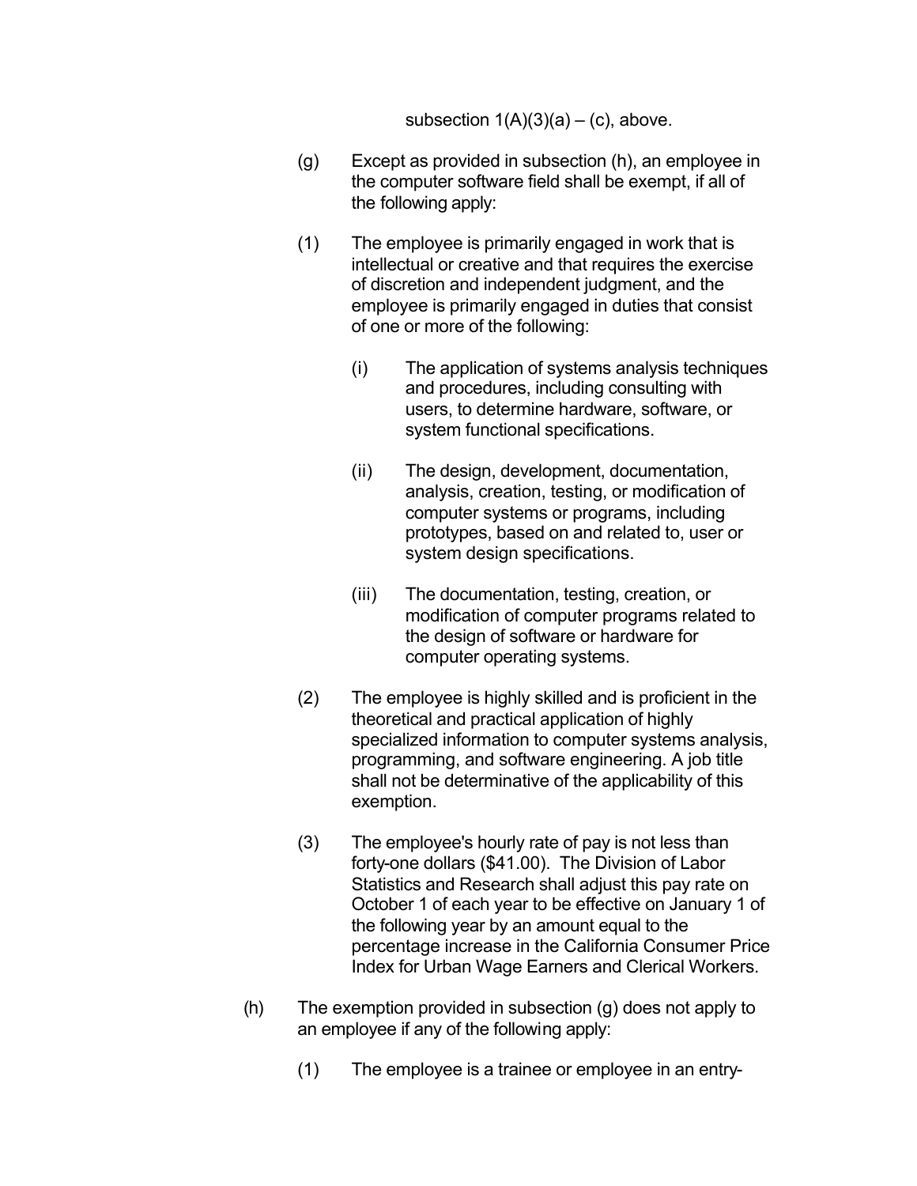subsection 1(A)(3)(a) – (c), above.

(g) Except as provided in subsection (h), an employee in the computer software field shall be exempt, if all of the following apply:

(1) The employee is primarily engaged in work that is intellectual or creative and that requires the exercise of discretion and independent judgment, and the employee is primarily engaged in duties that consist of one or more of the following:

(i) The application of systems analysis techniques and procedures, including consulting with users, to determine hardware, software, or system functional specifications.

(ii) The design, development, documentation, analysis, creation, testing, or modification of computer systems or programs, including prototypes, based on and related to, user or system design specifications.

(iii) The documentation, testing, creation, or modification of computer programs related to the design of software or hardware for computer operating systems.

(2) The employee is highly skilled and is proficient in the theoretical and practical application of highly specialized information to computer systems analysis, programming, and software engineering. A job title shall not be determinative of the applicability of this exemption.

(3) The employee's hourly rate of pay is not less than forty-one dollars ($41.00). The Division of Labor Statistics and Research shall adjust this pay rate on October 1 of each year to be effective on January 1 of the following year by an amount equal to the percentage increase in the California Consumer Price Index for Urban Wage Earners and Clerical Workers.

(h) The exemption provided in subsection (g) does not apply to an employee if any of the following apply:

(1) The employee is a trainee or employee in an entry-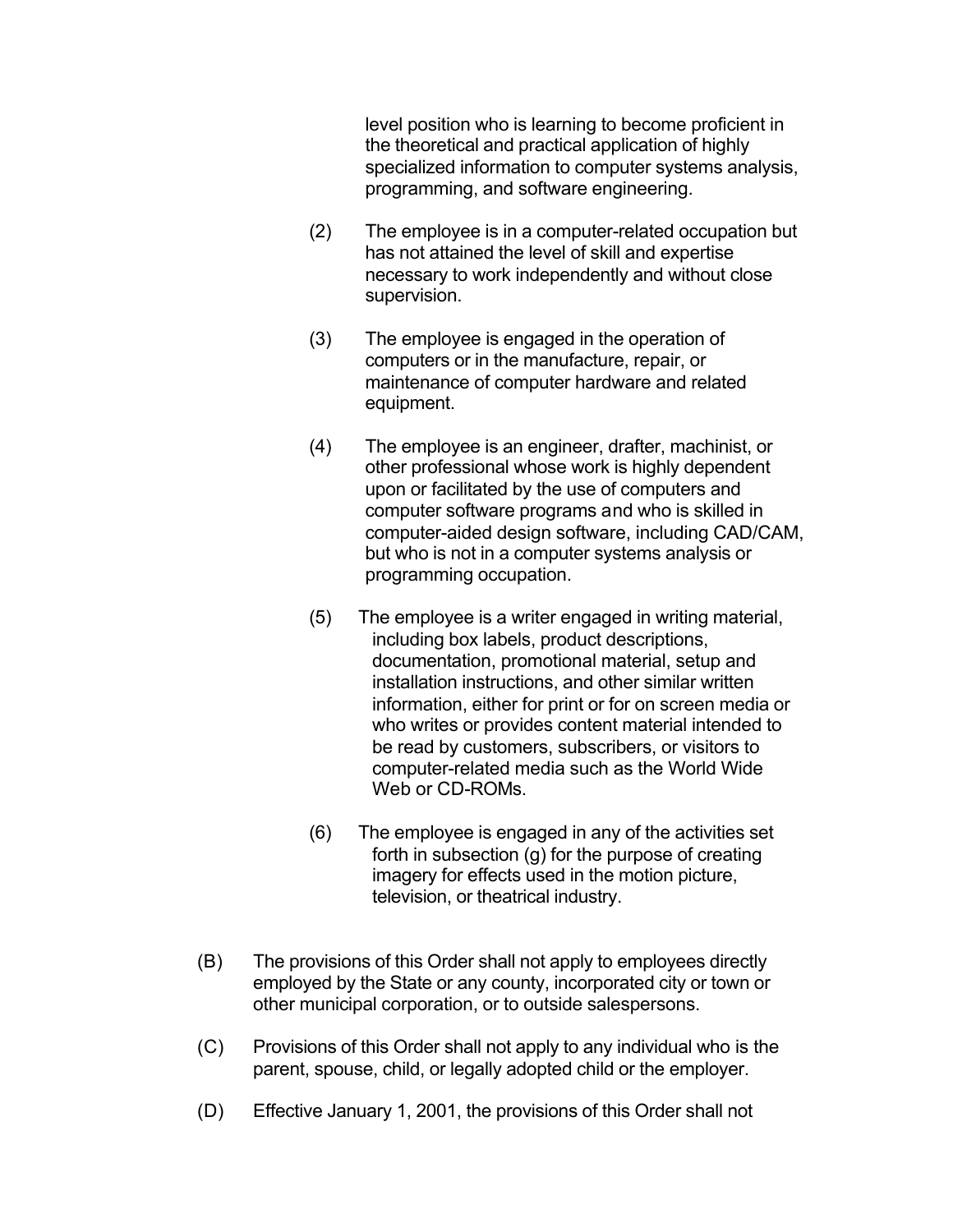level position who is learning to become proficient in the theoretical and practical application of highly specialized information to computer systems analysis, programming, and software engineering.

(2) The employee is in a computer-related occupation but has not attained the level of skill and expertise necessary to work independently and without close supervision.

(3) The employee is engaged in the operation of computers or in the manufacture, repair, or maintenance of computer hardware and related equipment.

(4) The employee is an engineer, drafter, machinist, or other professional whose work is highly dependent upon or facilitated by the use of computers and computer software programs and who is skilled in computer-aided design software, including CAD/CAM, but who is not in a computer systems analysis or programming occupation.

(5) The employee is a writer engaged in writing material, including box labels, product descriptions, documentation, promotional material, setup and installation instructions, and other similar written information, either for print or for on screen media or who writes or provides content material intended to be read by customers, subscribers, or visitors to computer-related media such as the World Wide Web or CD-ROMs.

(6) The employee is engaged in any of the activities set forth in subsection (g) for the purpose of creating imagery for effects used in the motion picture, television, or theatrical industry.

(B) The provisions of this Order shall not apply to employees directly employed by the State or any county, incorporated city or town or other municipal corporation, or to outside salespersons.

(C) Provisions of this Order shall not apply to any individual who is the parent, spouse, child, or legally adopted child or the employer.

(D) Effective January 1, 2001, the provisions of this Order shall not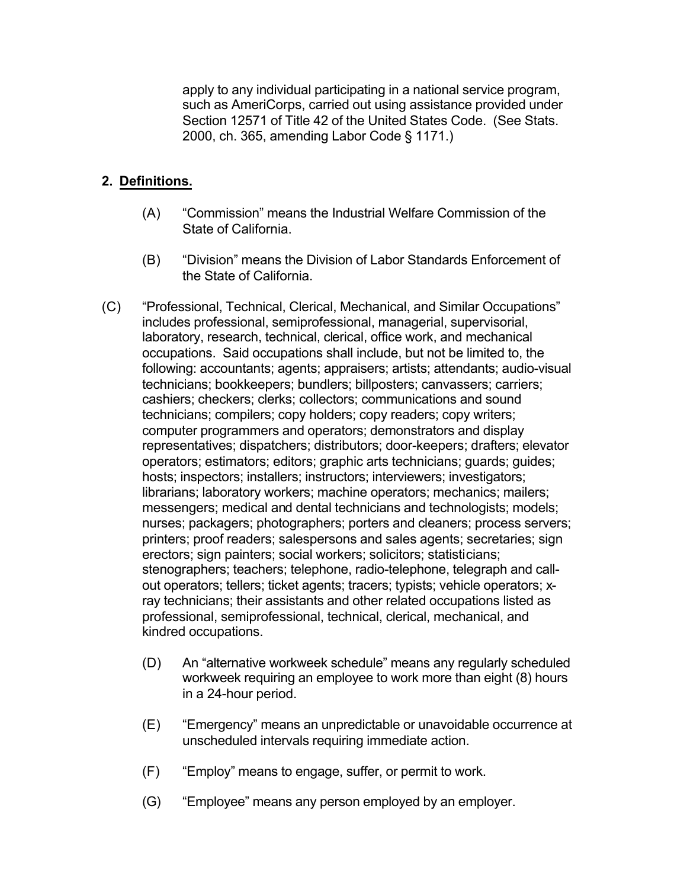apply to any individual participating in a national service program, such as AmeriCorps, carried out using assistance provided under Section 12571 of Title 42 of the United States Code. (See Stats. 2000, ch. 365, amending Labor Code § 1171.)

## 2. Definitions.

(A) "Commission" means the Industrial Welfare Commission of the State of California.

(B) "Division" means the Division of Labor Standards Enforcement of the State of California.

(C) "Professional, Technical, Clerical, Mechanical, and Similar Occupations" includes professional, semiprofessional, managerial, supervisorial, laboratory, research, technical, clerical, office work, and mechanical occupations. Said occupations shall include, but not be limited to, the following: accountants; agents; appraisers; artists; attendants; audio-visual technicians; bookkeepers; bundlers; billposters; canvassers; carriers; cashiers; checkers; clerks; collectors; communications and sound technicians; compilers; copy holders; copy readers; copy writers; computer programmers and operators; demonstrators and display representatives; dispatchers; distributors; door-keepers; drafters; elevator operators; estimators; editors; graphic arts technicians; guards; guides; hosts; inspectors; installers; instructors; interviewers; investigators; librarians; laboratory workers; machine operators; mechanics; mailers; messengers; medical and dental technicians and technologists; models; nurses; packagers; photographers; porters and cleaners; process servers; printers; proof readers; salespersons and sales agents; secretaries; sign erectors; sign painters; social workers; solicitors; statisticians; stenographers; teachers; telephone, radio-telephone, telegraph and call-out operators; tellers; ticket agents; tracers; typists; vehicle operators; x-ray technicians; their assistants and other related occupations listed as professional, semiprofessional, technical, clerical, mechanical, and kindred occupations.

(D) An "alternative workweek schedule" means any regularly scheduled workweek requiring an employee to work more than eight (8) hours in a 24-hour period.

(E) "Emergency" means an unpredictable or unavoidable occurrence at unscheduled intervals requiring immediate action.

(F) "Employ" means to engage, suffer, or permit to work.

(G) "Employee" means any person employed by an employer.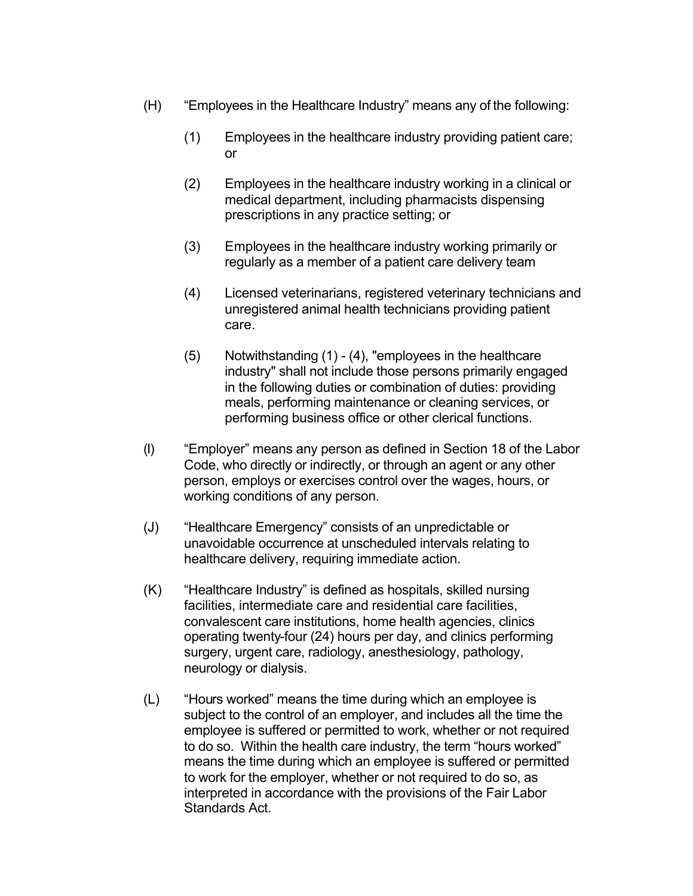(H) “Employees in the Healthcare Industry” means any of the following:

   (1) Employees in the healthcare industry providing patient care; or

   (2) Employees in the healthcare industry working in a clinical or medical department, including pharmacists dispensing prescriptions in any practice setting; or

   (3) Employees in the healthcare industry working primarily or regularly as a member of a patient care delivery team

   (4) Licensed veterinarians, registered veterinary technicians and unregistered animal health technicians providing patient care.

   (5) Notwithstanding (1) - (4), "employees in the healthcare industry" shall not include those persons primarily engaged in the following duties or combination of duties: providing meals, performing maintenance or cleaning services, or performing business office or other clerical functions.

(I) “Employer” means any person as defined in Section 18 of the Labor Code, who directly or indirectly, or through an agent or any other person, employs or exercises control over the wages, hours, or working conditions of any person.

(J) “Healthcare Emergency” consists of an unpredictable or unavoidable occurrence at unscheduled intervals relating to healthcare delivery, requiring immediate action.

(K) “Healthcare Industry” is defined as hospitals, skilled nursing facilities, intermediate care and residential care facilities, convalescent care institutions, home health agencies, clinics operating twenty-four (24) hours per day, and clinics performing surgery, urgent care, radiology, anesthesiology, pathology, neurology or dialysis.

(L) “Hours worked” means the time during which an employee is subject to the control of an employer, and includes all the time the employee is suffered or permitted to work, whether or not required to do so. Within the health care industry, the term “hours worked” means the time during which an employee is suffered or permitted to work for the employer, whether or not required to do so, as interpreted in accordance with the provisions of the Fair Labor Standards Act.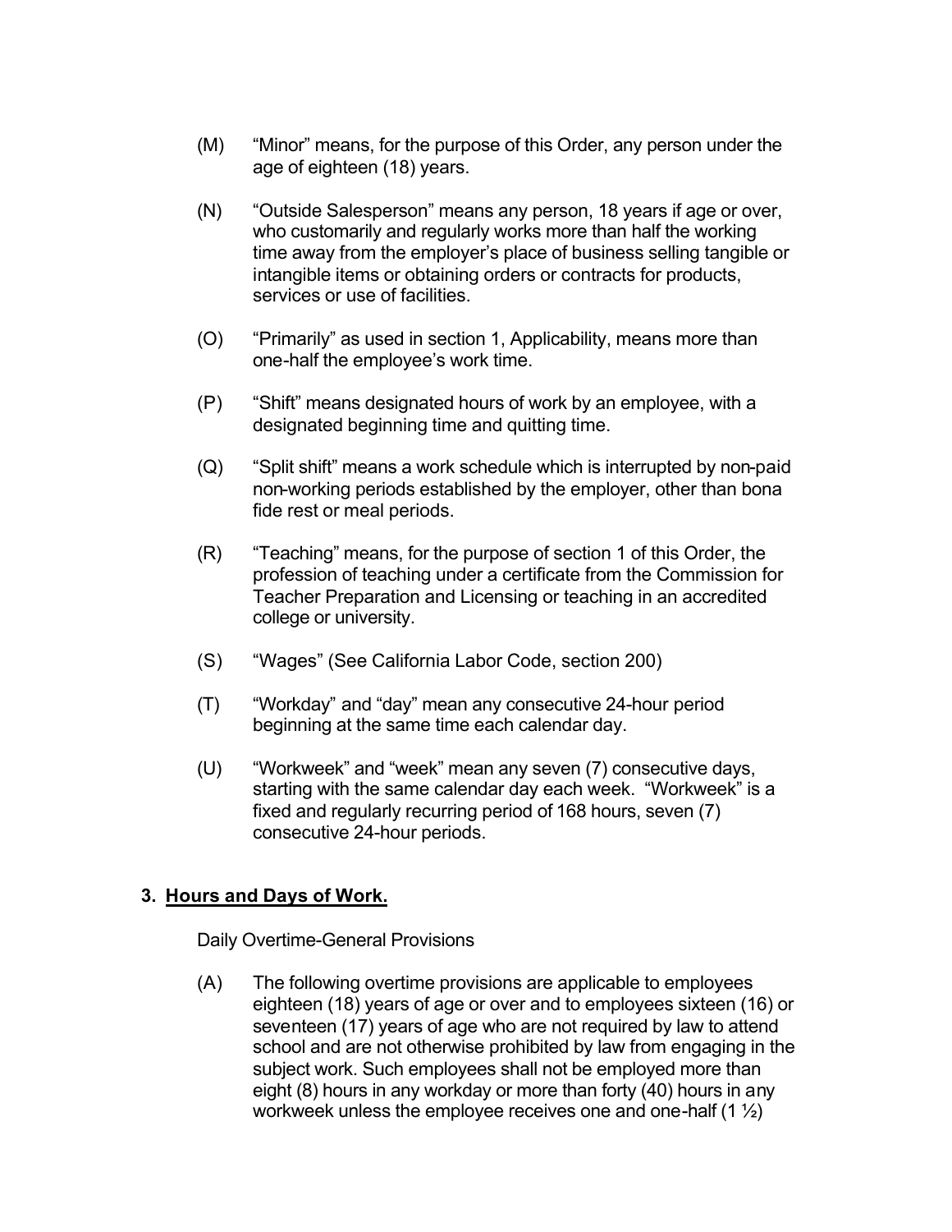(M) "Minor" means, for the purpose of this Order, any person under the age of eighteen (18) years.

(N) "Outside Salesperson" means any person, 18 years if age or over, who customarily and regularly works more than half the working time away from the employer's place of business selling tangible or intangible items or obtaining orders or contracts for products, services or use of facilities.

(O) "Primarily" as used in section 1, Applicability, means more than one-half the employee's work time.

(P) "Shift" means designated hours of work by an employee, with a designated beginning time and quitting time.

(Q) "Split shift" means a work schedule which is interrupted by non-paid non-working periods established by the employer, other than bona fide rest or meal periods.

(R) "Teaching" means, for the purpose of section 1 of this Order, the profession of teaching under a certificate from the Commission for Teacher Preparation and Licensing or teaching in an accredited college or university.

(S) "Wages" (See California Labor Code, section 200)

(T) "Workday" and "day" mean any consecutive 24-hour period beginning at the same time each calendar day.

(U) "Workweek" and "week" mean any seven (7) consecutive days, starting with the same calendar day each week. "Workweek" is a fixed and regularly recurring period of 168 hours, seven (7) consecutive 24-hour periods.

## 3. <u>Hours and Days of Work.</u>

Daily Overtime-General Provisions

(A) The following overtime provisions are applicable to employees eighteen (18) years of age or over and to employees sixteen (16) or seventeen (17) years of age who are not required by law to attend school and are not otherwise prohibited by law from engaging in the subject work. Such employees shall not be employed more than eight (8) hours in any workday or more than forty (40) hours in any workweek unless the employee receives one and one-half (1 ½)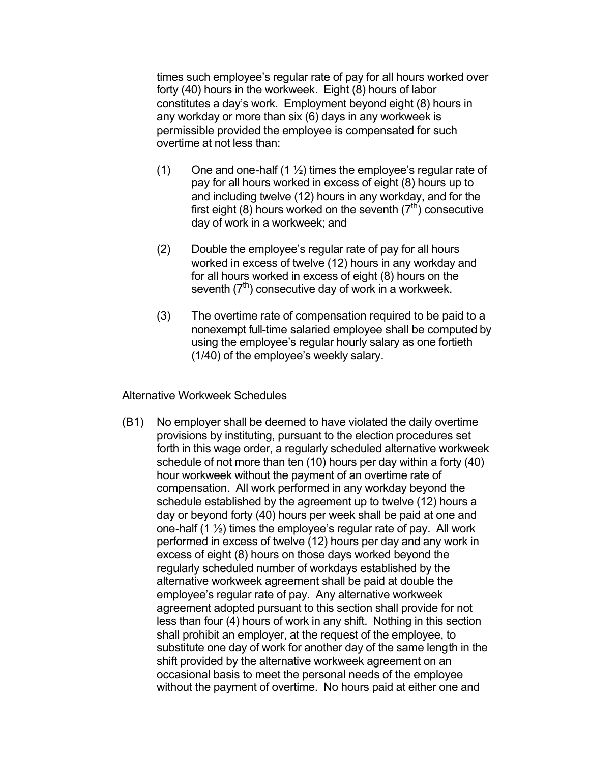times such employee's regular rate of pay for all hours worked over forty (40) hours in the workweek. Eight (8) hours of labor constitutes a day's work. Employment beyond eight (8) hours in any workday or more than six (6) days in any workweek is permissible provided the employee is compensated for such overtime at not less than:

(1) One and one-half (1 ½) times the employee's regular rate of pay for all hours worked in excess of eight (8) hours up to and including twelve (12) hours in any workday, and for the first eight (8) hours worked on the seventh (7th) consecutive day of work in a workweek; and

(2) Double the employee's regular rate of pay for all hours worked in excess of twelve (12) hours in any workday and for all hours worked in excess of eight (8) hours on the seventh (7th) consecutive day of work in a workweek.

(3) The overtime rate of compensation required to be paid to a nonexempt full-time salaried employee shall be computed by using the employee's regular hourly salary as one fortieth (1/40) of the employee's weekly salary.

Alternative Workweek Schedules

(B1) No employer shall be deemed to have violated the daily overtime provisions by instituting, pursuant to the election procedures set forth in this wage order, a regularly scheduled alternative workweek schedule of not more than ten (10) hours per day within a forty (40) hour workweek without the payment of an overtime rate of compensation. All work performed in any workday beyond the schedule established by the agreement up to twelve (12) hours a day or beyond forty (40) hours per week shall be paid at one and one-half (1 ½) times the employee's regular rate of pay. All work performed in excess of twelve (12) hours per day and any work in excess of eight (8) hours on those days worked beyond the regularly scheduled number of workdays established by the alternative workweek agreement shall be paid at double the employee's regular rate of pay. Any alternative workweek agreement adopted pursuant to this section shall provide for not less than four (4) hours of work in any shift. Nothing in this section shall prohibit an employer, at the request of the employee, to substitute one day of work for another day of the same length in the shift provided by the alternative workweek agreement on an occasional basis to meet the personal needs of the employee without the payment of overtime. No hours paid at either one and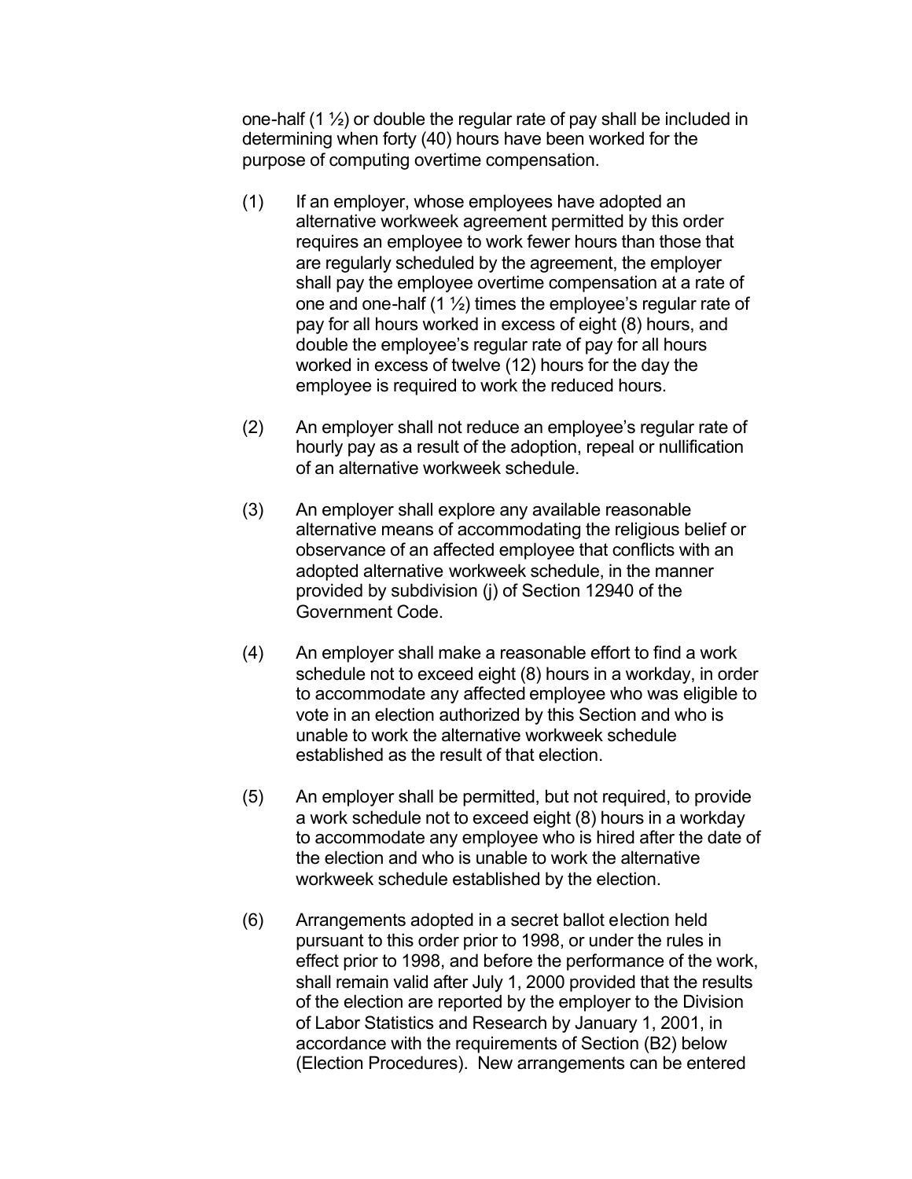one-half (1 ½) or double the regular rate of pay shall be included in determining when forty (40) hours have been worked for the purpose of computing overtime compensation.

(1) If an employer, whose employees have adopted an alternative workweek agreement permitted by this order requires an employee to work fewer hours than those that are regularly scheduled by the agreement, the employer shall pay the employee overtime compensation at a rate of one and one-half (1 ½) times the employee's regular rate of pay for all hours worked in excess of eight (8) hours, and double the employee's regular rate of pay for all hours worked in excess of twelve (12) hours for the day the employee is required to work the reduced hours.

(2) An employer shall not reduce an employee's regular rate of hourly pay as a result of the adoption, repeal or nullification of an alternative workweek schedule.

(3) An employer shall explore any available reasonable alternative means of accommodating the religious belief or observance of an affected employee that conflicts with an adopted alternative workweek schedule, in the manner provided by subdivision (j) of Section 12940 of the Government Code.

(4) An employer shall make a reasonable effort to find a work schedule not to exceed eight (8) hours in a workday, in order to accommodate any affected employee who was eligible to vote in an election authorized by this Section and who is unable to work the alternative workweek schedule established as the result of that election.

(5) An employer shall be permitted, but not required, to provide a work schedule not to exceed eight (8) hours in a workday to accommodate any employee who is hired after the date of the election and who is unable to work the alternative workweek schedule established by the election.

(6) Arrangements adopted in a secret ballot election held pursuant to this order prior to 1998, or under the rules in effect prior to 1998, and before the performance of the work, shall remain valid after July 1, 2000 provided that the results of the election are reported by the employer to the Division of Labor Statistics and Research by January 1, 2001, in accordance with the requirements of Section (B2) below (Election Procedures). New arrangements can be entered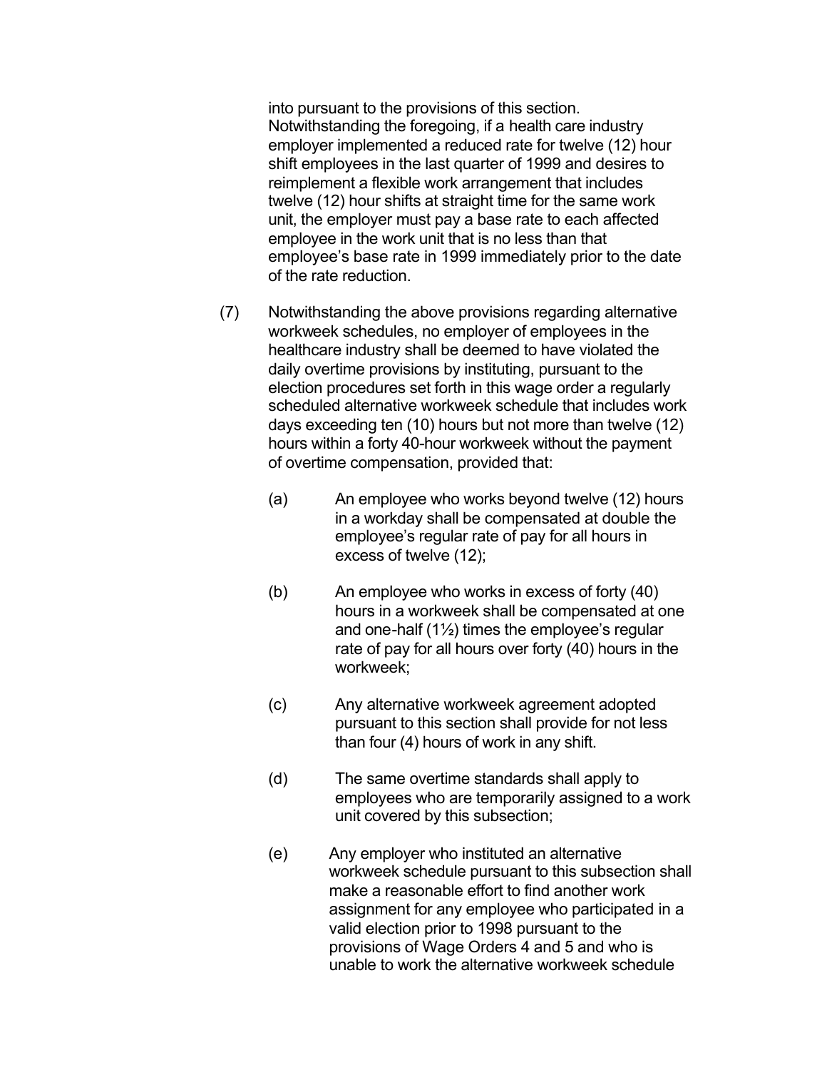into pursuant to the provisions of this section. Notwithstanding the foregoing, if a health care industry employer implemented a reduced rate for twelve (12) hour shift employees in the last quarter of 1999 and desires to reimplement a flexible work arrangement that includes twelve (12) hour shifts at straight time for the same work unit, the employer must pay a base rate to each affected employee in the work unit that is no less than that employee's base rate in 1999 immediately prior to the date of the rate reduction.

(7) Notwithstanding the above provisions regarding alternative workweek schedules, no employer of employees in the healthcare industry shall be deemed to have violated the daily overtime provisions by instituting, pursuant to the election procedures set forth in this wage order a regularly scheduled alternative workweek schedule that includes work days exceeding ten (10) hours but not more than twelve (12) hours within a forty 40-hour workweek without the payment of overtime compensation, provided that:

(a) An employee who works beyond twelve (12) hours in a workday shall be compensated at double the employee's regular rate of pay for all hours in excess of twelve (12);

(b) An employee who works in excess of forty (40) hours in a workweek shall be compensated at one and one-half (1½) times the employee's regular rate of pay for all hours over forty (40) hours in the workweek;

(c) Any alternative workweek agreement adopted pursuant to this section shall provide for not less than four (4) hours of work in any shift.

(d) The same overtime standards shall apply to employees who are temporarily assigned to a work unit covered by this subsection;

(e) Any employer who instituted an alternative workweek schedule pursuant to this subsection shall make a reasonable effort to find another work assignment for any employee who participated in a valid election prior to 1998 pursuant to the provisions of Wage Orders 4 and 5 and who is unable to work the alternative workweek schedule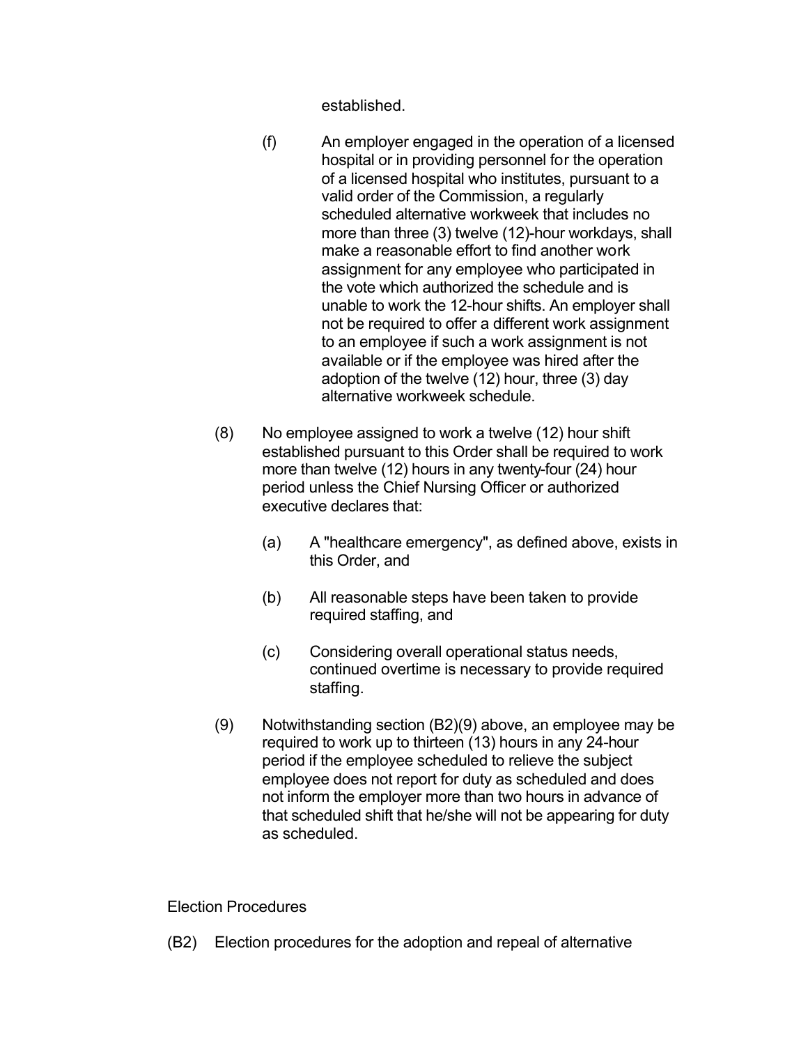established.

(f) An employer engaged in the operation of a licensed hospital or in providing personnel for the operation of a licensed hospital who institutes, pursuant to a valid order of the Commission, a regularly scheduled alternative workweek that includes no more than three (3) twelve (12)-hour workdays, shall make a reasonable effort to find another work assignment for any employee who participated in the vote which authorized the schedule and is unable to work the 12-hour shifts. An employer shall not be required to offer a different work assignment to an employee if such a work assignment is not available or if the employee was hired after the adoption of the twelve (12) hour, three (3) day alternative workweek schedule.

(8) No employee assigned to work a twelve (12) hour shift established pursuant to this Order shall be required to work more than twelve (12) hours in any twenty-four (24) hour period unless the Chief Nursing Officer or authorized executive declares that:

(a) A "healthcare emergency", as defined above, exists in this Order, and

(b) All reasonable steps have been taken to provide required staffing, and

(c) Considering overall operational status needs, continued overtime is necessary to provide required staffing.

(9) Notwithstanding section (B2)(9) above, an employee may be required to work up to thirteen (13) hours in any 24-hour period if the employee scheduled to relieve the subject employee does not report for duty as scheduled and does not inform the employer more than two hours in advance of that scheduled shift that he/she will not be appearing for duty as scheduled.

Election Procedures

(B2) Election procedures for the adoption and repeal of alternative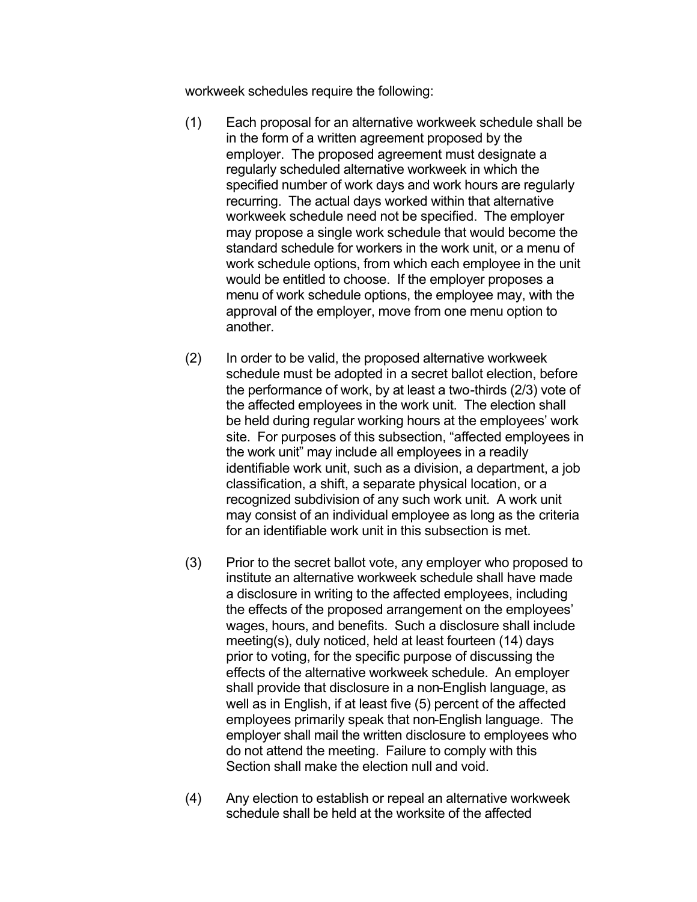workweek schedules require the following:

(1) Each proposal for an alternative workweek schedule shall be in the form of a written agreement proposed by the employer. The proposed agreement must designate a regularly scheduled alternative workweek in which the specified number of work days and work hours are regularly recurring. The actual days worked within that alternative workweek schedule need not be specified. The employer may propose a single work schedule that would become the standard schedule for workers in the work unit, or a menu of work schedule options, from which each employee in the unit would be entitled to choose. If the employer proposes a menu of work schedule options, the employee may, with the approval of the employer, move from one menu option to another.

(2) In order to be valid, the proposed alternative workweek schedule must be adopted in a secret ballot election, before the performance of work, by at least a two-thirds (2/3) vote of the affected employees in the work unit. The election shall be held during regular working hours at the employees' work site. For purposes of this subsection, "affected employees in the work unit" may include all employees in a readily identifiable work unit, such as a division, a department, a job classification, a shift, a separate physical location, or a recognized subdivision of any such work unit. A work unit may consist of an individual employee as long as the criteria for an identifiable work unit in this subsection is met.

(3) Prior to the secret ballot vote, any employer who proposed to institute an alternative workweek schedule shall have made a disclosure in writing to the affected employees, including the effects of the proposed arrangement on the employees' wages, hours, and benefits. Such a disclosure shall include meeting(s), duly noticed, held at least fourteen (14) days prior to voting, for the specific purpose of discussing the effects of the alternative workweek schedule. An employer shall provide that disclosure in a non-English language, as well as in English, if at least five (5) percent of the affected employees primarily speak that non-English language. The employer shall mail the written disclosure to employees who do not attend the meeting. Failure to comply with this Section shall make the election null and void.

(4) Any election to establish or repeal an alternative workweek schedule shall be held at the worksite of the affected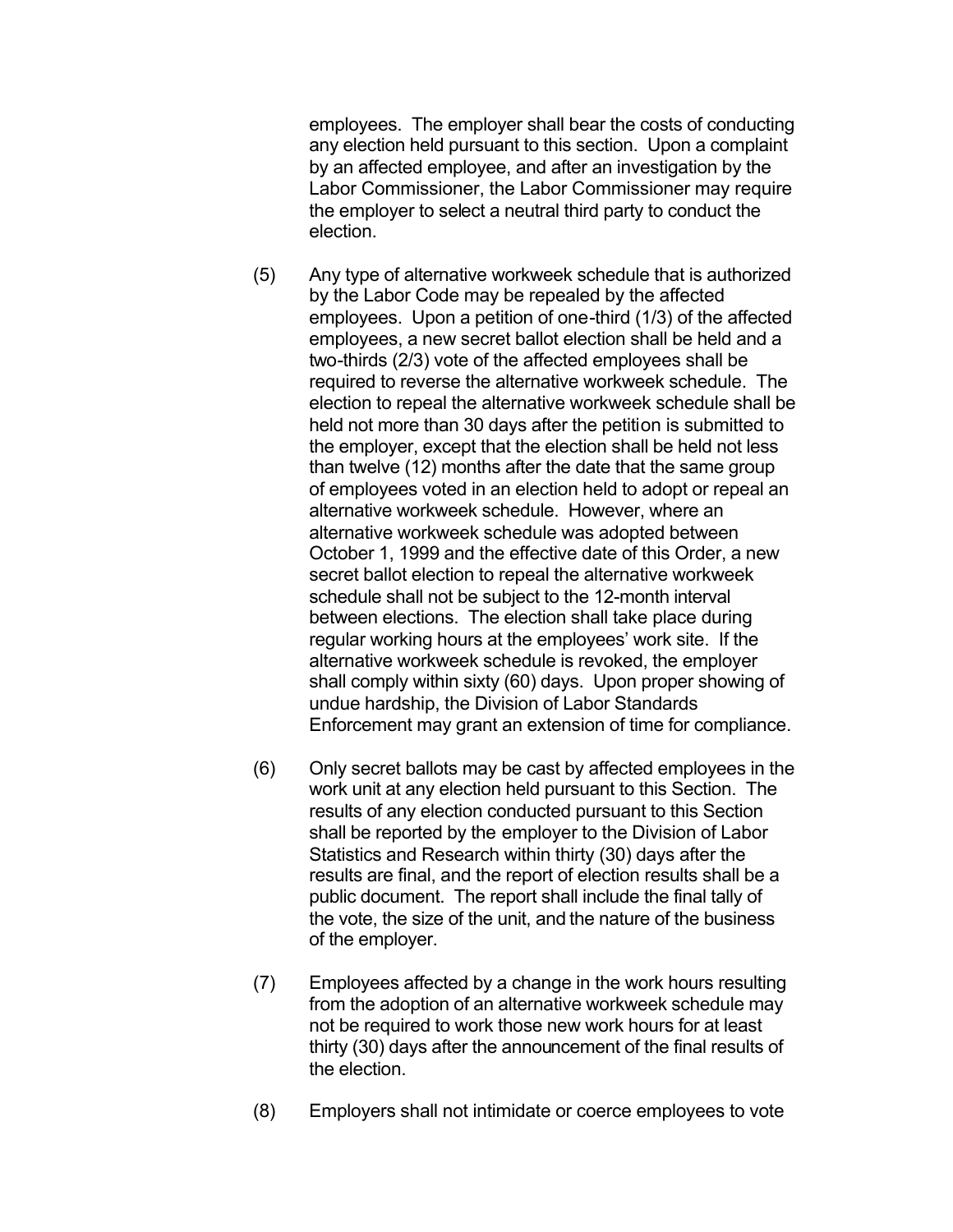employees. The employer shall bear the costs of conducting any election held pursuant to this section. Upon a complaint by an affected employee, and after an investigation by the Labor Commissioner, the Labor Commissioner may require the employer to select a neutral third party to conduct the election.

(5) Any type of alternative workweek schedule that is authorized by the Labor Code may be repealed by the affected employees. Upon a petition of one-third (1/3) of the affected employees, a new secret ballot election shall be held and a two-thirds (2/3) vote of the affected employees shall be required to reverse the alternative workweek schedule. The election to repeal the alternative workweek schedule shall be held not more than 30 days after the petition is submitted to the employer, except that the election shall be held not less than twelve (12) months after the date that the same group of employees voted in an election held to adopt or repeal an alternative workweek schedule. However, where an alternative workweek schedule was adopted between October 1, 1999 and the effective date of this Order, a new secret ballot election to repeal the alternative workweek schedule shall not be subject to the 12-month interval between elections. The election shall take place during regular working hours at the employees' work site. If the alternative workweek schedule is revoked, the employer shall comply within sixty (60) days. Upon proper showing of undue hardship, the Division of Labor Standards Enforcement may grant an extension of time for compliance.

(6) Only secret ballots may be cast by affected employees in the work unit at any election held pursuant to this Section. The results of any election conducted pursuant to this Section shall be reported by the employer to the Division of Labor Statistics and Research within thirty (30) days after the results are final, and the report of election results shall be a public document. The report shall include the final tally of the vote, the size of the unit, and the nature of the business of the employer.

(7) Employees affected by a change in the work hours resulting from the adoption of an alternative workweek schedule may not be required to work those new work hours for at least thirty (30) days after the announcement of the final results of the election.

(8) Employers shall not intimidate or coerce employees to vote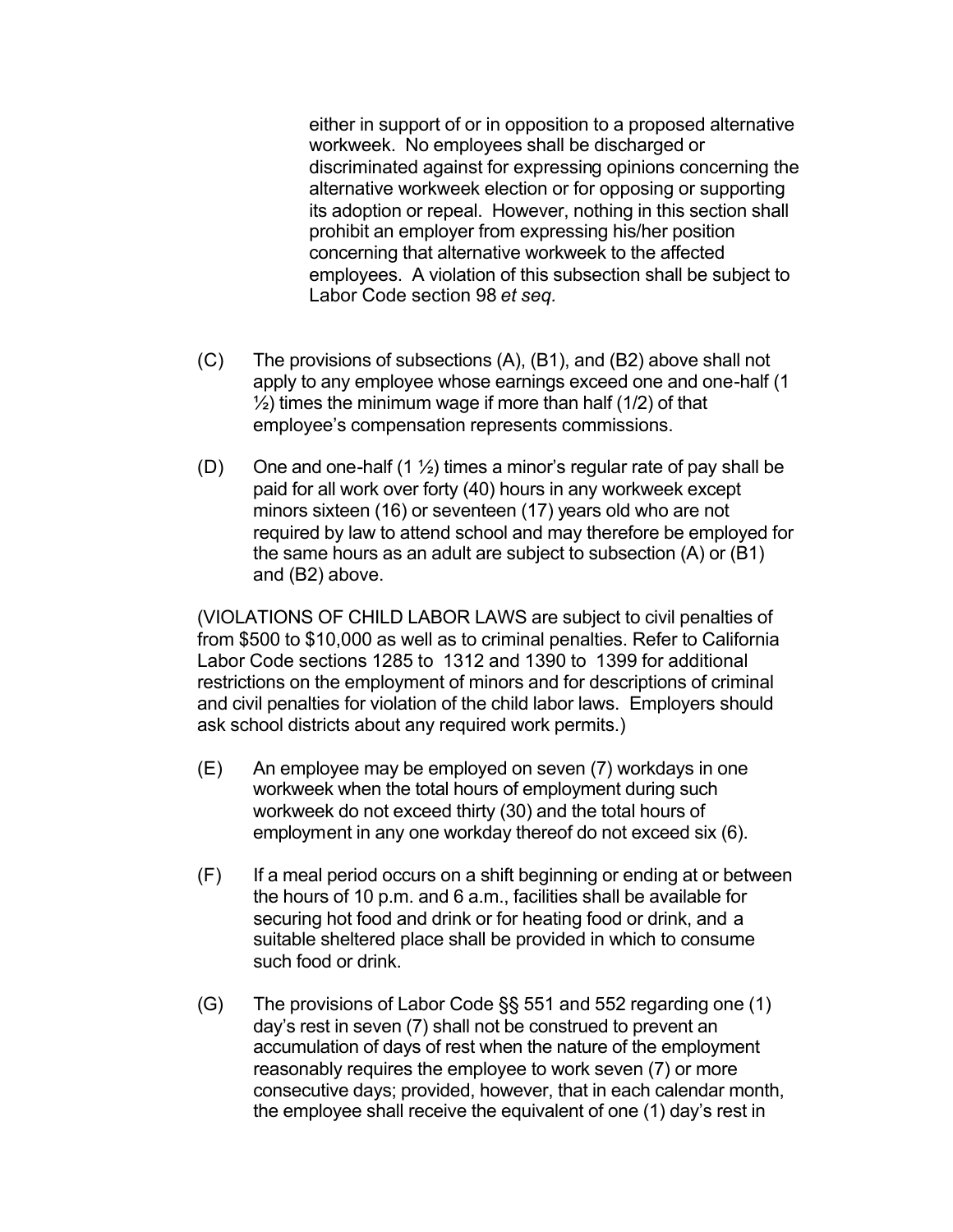either in support of or in opposition to a proposed alternative workweek. No employees shall be discharged or discriminated against for expressing opinions concerning the alternative workweek election or for opposing or supporting its adoption or repeal. However, nothing in this section shall prohibit an employer from expressing his/her position concerning that alternative workweek to the affected employees. A violation of this subsection shall be subject to Labor Code section 98 *et seq.*

(C) The provisions of subsections (A), (B1), and (B2) above shall not apply to any employee whose earnings exceed one and one-half (1 ½) times the minimum wage if more than half (1/2) of that employee's compensation represents commissions.

(D) One and one-half (1 ½) times a minor's regular rate of pay shall be paid for all work over forty (40) hours in any workweek except minors sixteen (16) or seventeen (17) years old who are not required by law to attend school and may therefore be employed for the same hours as an adult are subject to subsection (A) or (B1) and (B2) above.

(VIOLATIONS OF CHILD LABOR LAWS are subject to civil penalties of from $500 to $10,000 as well as to criminal penalties. Refer to California Labor Code sections 1285 to 1312 and 1390 to 1399 for additional restrictions on the employment of minors and for descriptions of criminal and civil penalties for violation of the child labor laws. Employers should ask school districts about any required work permits.)

(E) An employee may be employed on seven (7) workdays in one workweek when the total hours of employment during such workweek do not exceed thirty (30) and the total hours of employment in any one workday thereof do not exceed six (6).

(F) If a meal period occurs on a shift beginning or ending at or between the hours of 10 p.m. and 6 a.m., facilities shall be available for securing hot food and drink or for heating food or drink, and a suitable sheltered place shall be provided in which to consume such food or drink.

(G) The provisions of Labor Code §§ 551 and 552 regarding one (1) day's rest in seven (7) shall not be construed to prevent an accumulation of days of rest when the nature of the employment reasonably requires the employee to work seven (7) or more consecutive days; provided, however, that in each calendar month, the employee shall receive the equivalent of one (1) day's rest in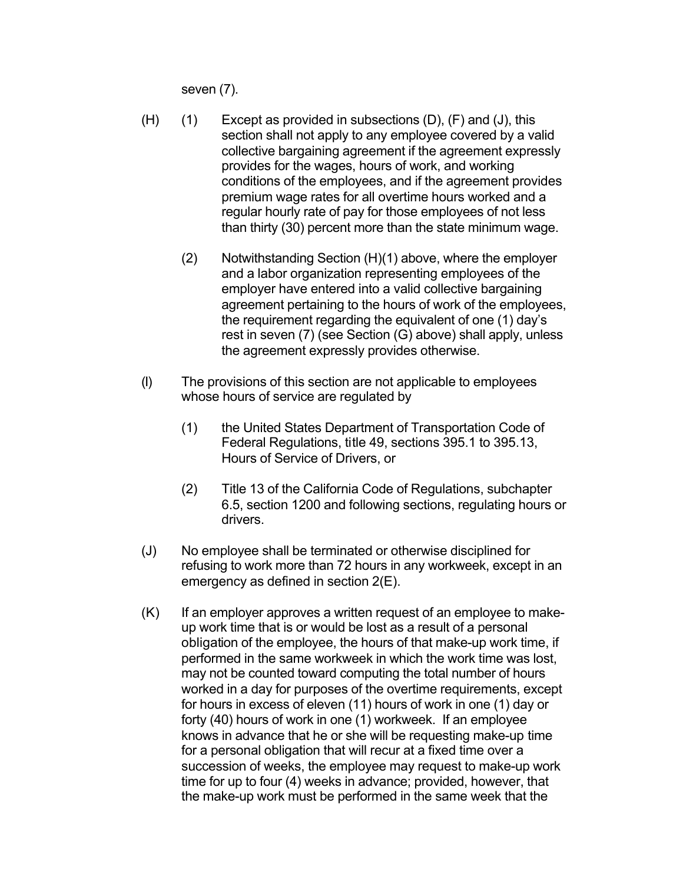seven (7).

(H) (1) Except as provided in subsections (D), (F) and (J), this section shall not apply to any employee covered by a valid collective bargaining agreement if the agreement expressly provides for the wages, hours of work, and working conditions of the employees, and if the agreement provides premium wage rates for all overtime hours worked and a regular hourly rate of pay for those employees of not less than thirty (30) percent more than the state minimum wage.

(2) Notwithstanding Section (H)(1) above, where the employer and a labor organization representing employees of the employer have entered into a valid collective bargaining agreement pertaining to the hours of work of the employees, the requirement regarding the equivalent of one (1) day's rest in seven (7) (see Section (G) above) shall apply, unless the agreement expressly provides otherwise.

(I) The provisions of this section are not applicable to employees whose hours of service are regulated by

(1) the United States Department of Transportation Code of Federal Regulations, title 49, sections 395.1 to 395.13, Hours of Service of Drivers, or

(2) Title 13 of the California Code of Regulations, subchapter 6.5, section 1200 and following sections, regulating hours or drivers.

(J) No employee shall be terminated or otherwise disciplined for refusing to work more than 72 hours in any workweek, except in an emergency as defined in section 2(E).

(K) If an employer approves a written request of an employee to make-up work time that is or would be lost as a result of a personal obligation of the employee, the hours of that make-up work time, if performed in the same workweek in which the work time was lost, may not be counted toward computing the total number of hours worked in a day for purposes of the overtime requirements, except for hours in excess of eleven (11) hours of work in one (1) day or forty (40) hours of work in one (1) workweek. If an employee knows in advance that he or she will be requesting make-up time for a personal obligation that will recur at a fixed time over a succession of weeks, the employee may request to make-up work time for up to four (4) weeks in advance; provided, however, that the make-up work must be performed in the same week that the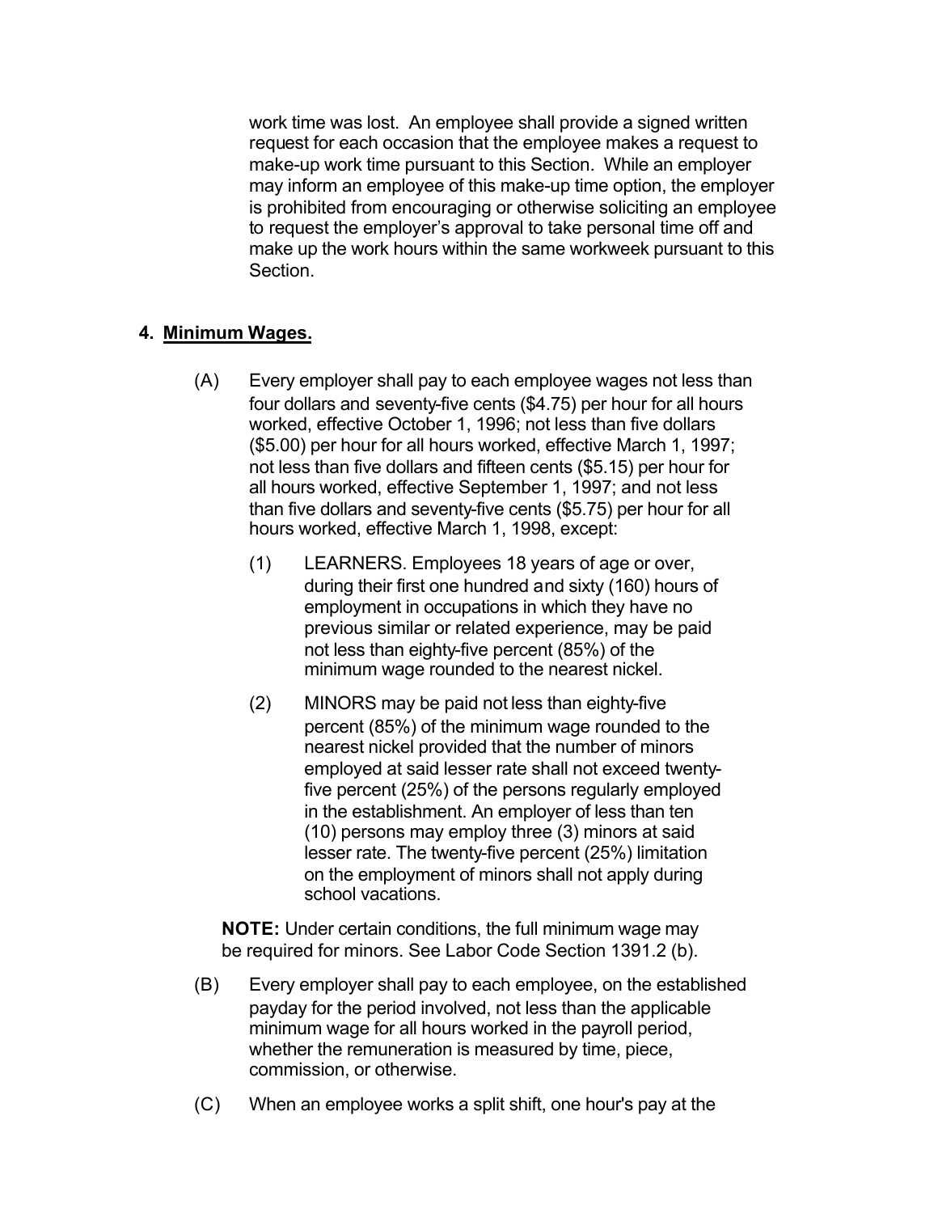work time was lost. An employee shall provide a signed written request for each occasion that the employee makes a request to make-up work time pursuant to this Section. While an employer may inform an employee of this make-up time option, the employer is prohibited from encouraging or otherwise soliciting an employee to request the employer's approval to take personal time off and make up the work hours within the same workweek pursuant to this Section.

## 4. Minimum Wages.

(A) Every employer shall pay to each employee wages not less than four dollars and seventy-five cents ($4.75) per hour for all hours worked, effective October 1, 1996; not less than five dollars ($5.00) per hour for all hours worked, effective March 1, 1997; not less than five dollars and fifteen cents ($5.15) per hour for all hours worked, effective September 1, 1997; and not less than five dollars and seventy-five cents ($5.75) per hour for all hours worked, effective March 1, 1998, except:

(1) LEARNERS. Employees 18 years of age or over, during their first one hundred and sixty (160) hours of employment in occupations in which they have no previous similar or related experience, may be paid not less than eighty-five percent (85%) of the minimum wage rounded to the nearest nickel.

(2) MINORS may be paid not less than eighty-five percent (85%) of the minimum wage rounded to the nearest nickel provided that the number of minors employed at said lesser rate shall not exceed twenty-five percent (25%) of the persons regularly employed in the establishment. An employer of less than ten (10) persons may employ three (3) minors at said lesser rate. The twenty-five percent (25%) limitation on the employment of minors shall not apply during school vacations.

**NOTE:** Under certain conditions, the full minimum wage may be required for minors. See Labor Code Section 1391.2 (b).

(B) Every employer shall pay to each employee, on the established payday for the period involved, not less than the applicable minimum wage for all hours worked in the payroll period, whether the remuneration is measured by time, piece, commission, or otherwise.

(C) When an employee works a split shift, one hour's pay at the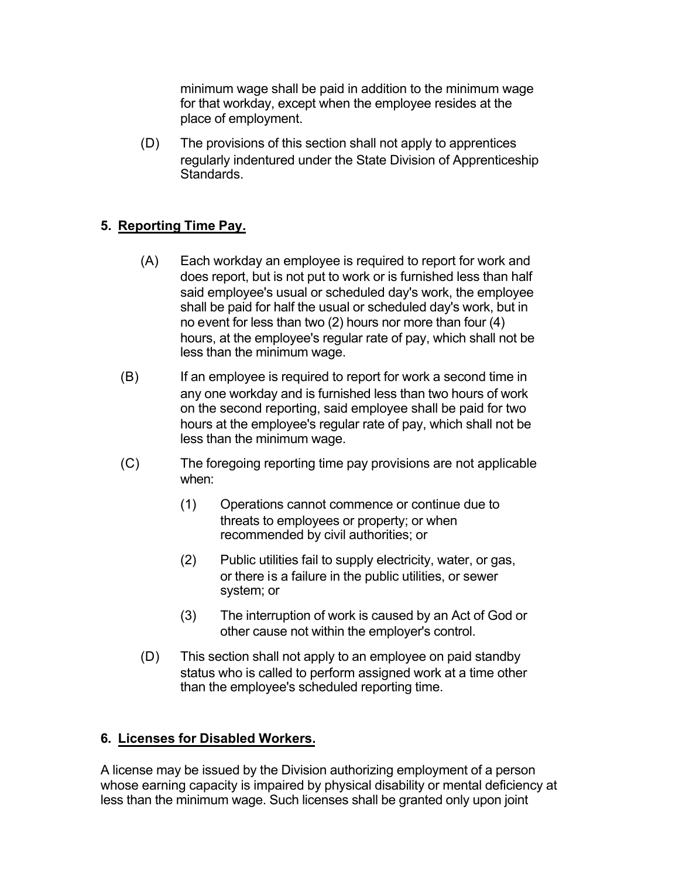minimum wage shall be paid in addition to the minimum wage for that workday, except when the employee resides at the place of employment.

(D) The provisions of this section shall not apply to apprentices regularly indentured under the State Division of Apprenticeship Standards.

## 5. Reporting Time Pay.

(A) Each workday an employee is required to report for work and does report, but is not put to work or is furnished less than half said employee's usual or scheduled day's work, the employee shall be paid for half the usual or scheduled day's work, but in no event for less than two (2) hours nor more than four (4) hours, at the employee's regular rate of pay, which shall not be less than the minimum wage.

(B) If an employee is required to report for work a second time in any one workday and is furnished less than two hours of work on the second reporting, said employee shall be paid for two hours at the employee's regular rate of pay, which shall not be less than the minimum wage.

(C) The foregoing reporting time pay provisions are not applicable when:

(1) Operations cannot commence or continue due to threats to employees or property; or when recommended by civil authorities; or

(2) Public utilities fail to supply electricity, water, or gas, or there is a failure in the public utilities, or sewer system; or

(3) The interruption of work is caused by an Act of God or other cause not within the employer's control.

(D) This section shall not apply to an employee on paid standby status who is called to perform assigned work at a time other than the employee's scheduled reporting time.

## 6. Licenses for Disabled Workers.

A license may be issued by the Division authorizing employment of a person whose earning capacity is impaired by physical disability or mental deficiency at less than the minimum wage. Such licenses shall be granted only upon joint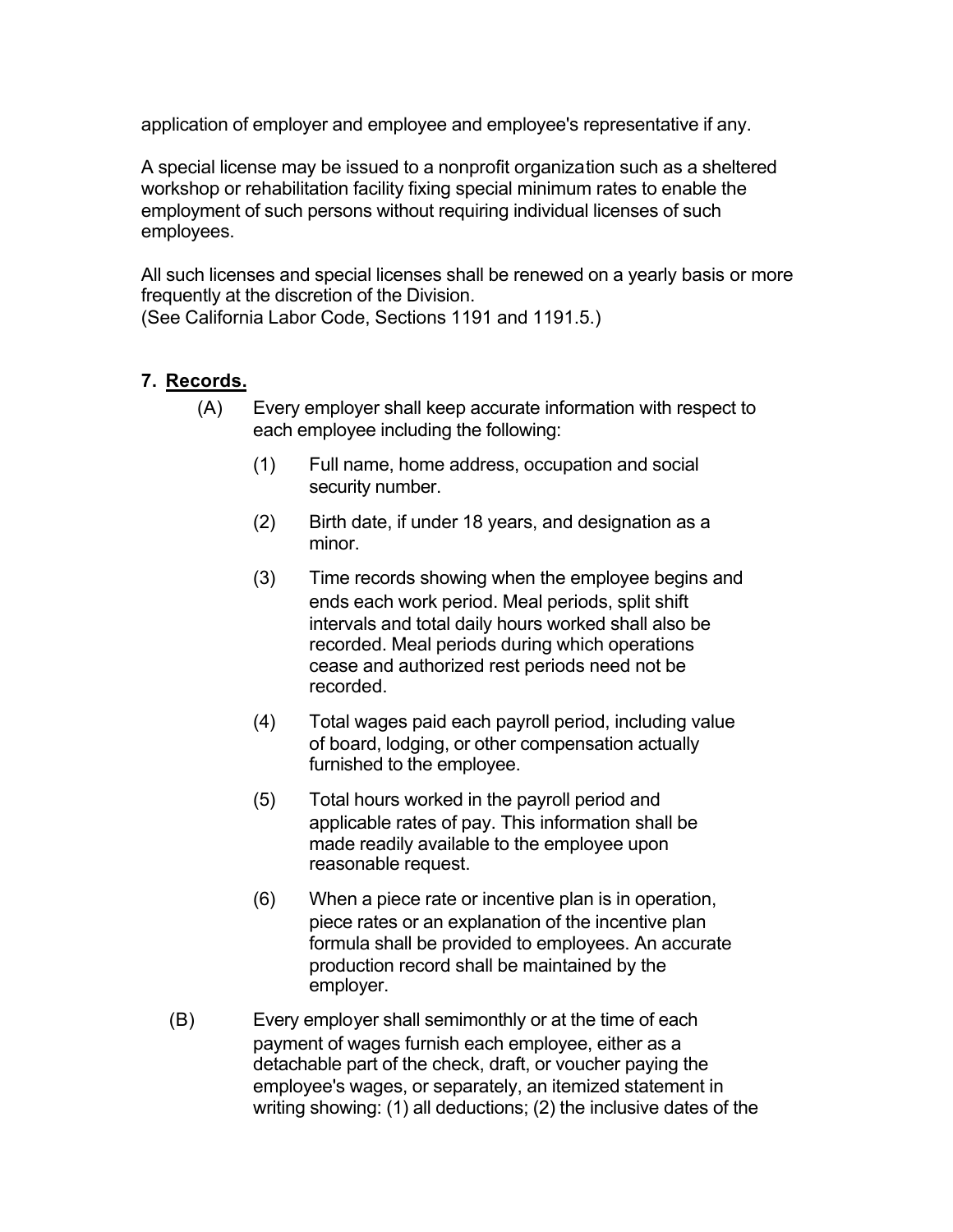application of employer and employee and employee's representative if any.

A special license may be issued to a nonprofit organization such as a sheltered workshop or rehabilitation facility fixing special minimum rates to enable the employment of such persons without requiring individual licenses of such employees.

All such licenses and special licenses shall be renewed on a yearly basis or more frequently at the discretion of the Division.
(See California Labor Code, Sections 1191 and 1191.5.)

## 7. <u>Records.</u>

(A) Every employer shall keep accurate information with respect to each employee including the following:

(1) Full name, home address, occupation and social security number.

(2) Birth date, if under 18 years, and designation as a minor.

(3) Time records showing when the employee begins and ends each work period. Meal periods, split shift intervals and total daily hours worked shall also be recorded. Meal periods during which operations cease and authorized rest periods need not be recorded.

(4) Total wages paid each payroll period, including value of board, lodging, or other compensation actually furnished to the employee.

(5) Total hours worked in the payroll period and applicable rates of pay. This information shall be made readily available to the employee upon reasonable request.

(6) When a piece rate or incentive plan is in operation, piece rates or an explanation of the incentive plan formula shall be provided to employees. An accurate production record shall be maintained by the employer.

(B) Every employer shall semimonthly or at the time of each payment of wages furnish each employee, either as a detachable part of the check, draft, or voucher paying the employee's wages, or separately, an itemized statement in writing showing: (1) all deductions; (2) the inclusive dates of the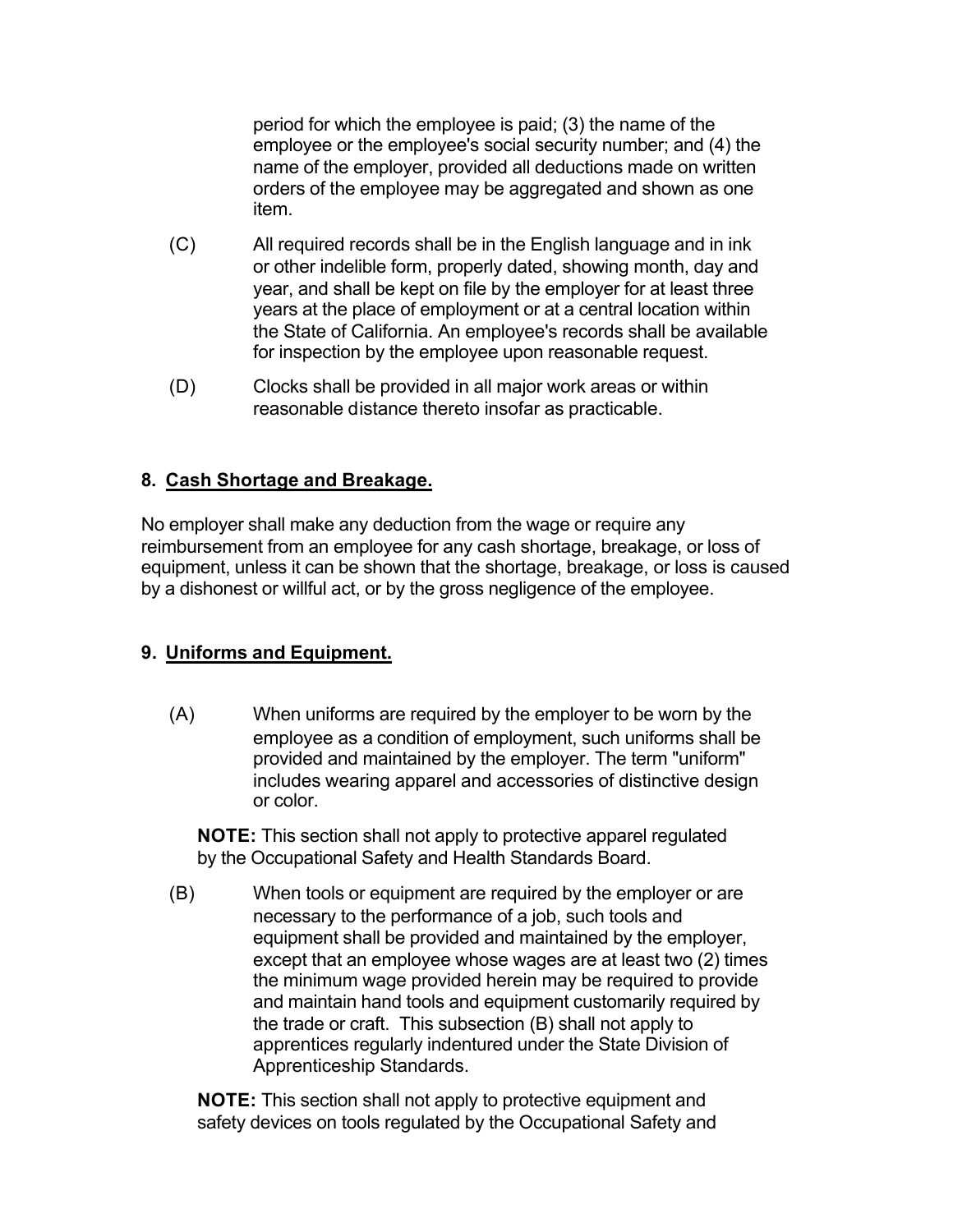period for which the employee is paid; (3) the name of the employee or the employee's social security number; and (4) the name of the employer, provided all deductions made on written orders of the employee may be aggregated and shown as one item.

(C) All required records shall be in the English language and in ink or other indelible form, properly dated, showing month, day and year, and shall be kept on file by the employer for at least three years at the place of employment or at a central location within the State of California. An employee's records shall be available for inspection by the employee upon reasonable request.

(D) Clocks shall be provided in all major work areas or within reasonable distance thereto insofar as practicable.

### 8. Cash Shortage and Breakage.

No employer shall make any deduction from the wage or require any reimbursement from an employee for any cash shortage, breakage, or loss of equipment, unless it can be shown that the shortage, breakage, or loss is caused by a dishonest or willful act, or by the gross negligence of the employee.

### 9. Uniforms and Equipment.

(A) When uniforms are required by the employer to be worn by the employee as a condition of employment, such uniforms shall be provided and maintained by the employer. The term "uniform" includes wearing apparel and accessories of distinctive design or color.

**NOTE:** This section shall not apply to protective apparel regulated by the Occupational Safety and Health Standards Board.

(B) When tools or equipment are required by the employer or are necessary to the performance of a job, such tools and equipment shall be provided and maintained by the employer, except that an employee whose wages are at least two (2) times the minimum wage provided herein may be required to provide and maintain hand tools and equipment customarily required by the trade or craft. This subsection (B) shall not apply to apprentices regularly indentured under the State Division of Apprenticeship Standards.

**NOTE:** This section shall not apply to protective equipment and safety devices on tools regulated by the Occupational Safety and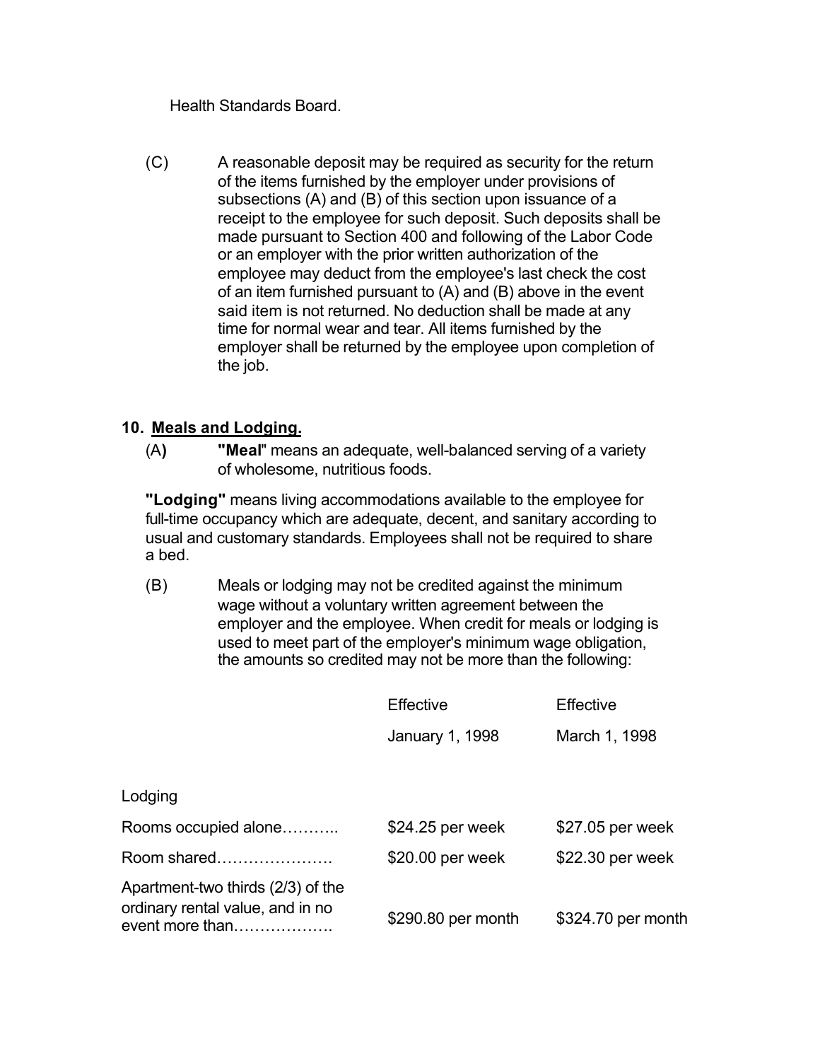Health Standards Board.

(C) A reasonable deposit may be required as security for the return of the items furnished by the employer under provisions of subsections (A) and (B) of this section upon issuance of a receipt to the employee for such deposit. Such deposits shall be made pursuant to Section 400 and following of the Labor Code or an employer with the prior written authorization of the employee may deduct from the employee's last check the cost of an item furnished pursuant to (A) and (B) above in the event said item is not returned. No deduction shall be made at any time for normal wear and tear. All items furnished by the employer shall be returned by the employee upon completion of the job.

## 10. Meals and Lodging.

(A) **"Meal"** means an adequate, well-balanced serving of a variety of wholesome, nutritious foods.

**"Lodging"** means living accommodations available to the employee for full-time occupancy which are adequate, decent, and sanitary according to usual and customary standards. Employees shall not be required to share a bed.

(B) Meals or lodging may not be credited against the minimum wage without a voluntary written agreement between the employer and the employee. When credit for meals or lodging is used to meet part of the employer's minimum wage obligation, the amounts so credited may not be more than the following:

| | Effective January 1, 1998 | Effective March 1, 1998 |
|---|---|---|
| Lodging | | |
| Rooms occupied alone……….. | $24.25 per week | $27.05 per week |
| Room shared…………………. | $20.00 per week | $22.30 per week |
| Apartment-two thirds (2/3) of the ordinary rental value, and in no event more than………………. | $290.80 per month | $324.70 per month |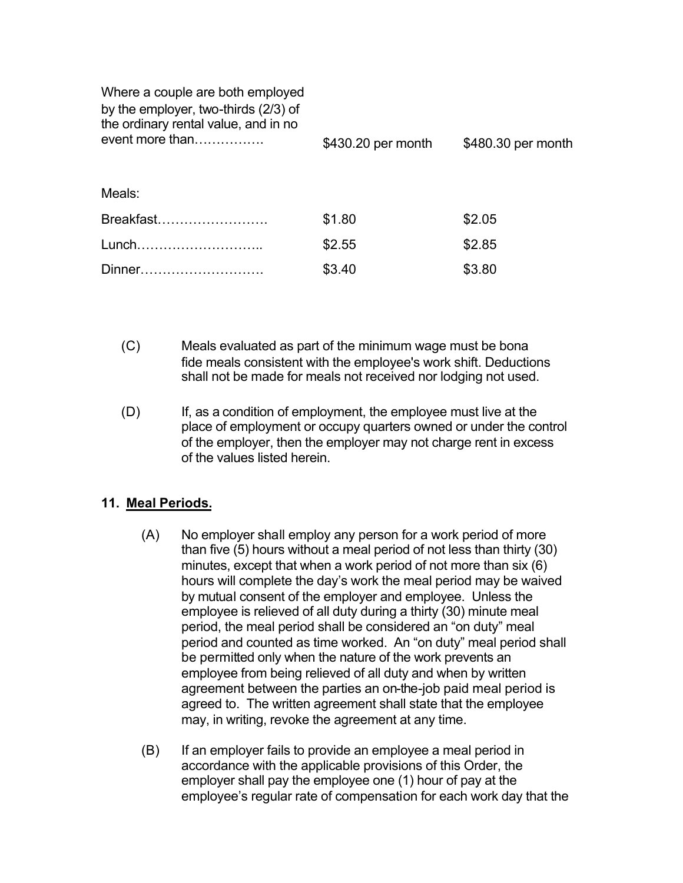| | | |
|---|---|---|
| Where a couple are both employed by the employer, two-thirds (2/3) of the ordinary rental value, and in no event more than……………. | $430.20 per month | $480.30 per month |
| Meals: | | |
| Breakfast……………………. | $1.80 | $2.05 |
| Lunch……………………….. | $2.55 | $2.85 |
| Dinner………………………. | $3.40 | $3.80 |

(C) Meals evaluated as part of the minimum wage must be bona fide meals consistent with the employee's work shift. Deductions shall not be made for meals not received nor lodging not used.

(D) If, as a condition of employment, the employee must live at the place of employment or occupy quarters owned or under the control of the employer, then the employer may not charge rent in excess of the values listed herein.

**11. Meal Periods.**

(A) No employer shall employ any person for a work period of more than five (5) hours without a meal period of not less than thirty (30) minutes, except that when a work period of not more than six (6) hours will complete the day's work the meal period may be waived by mutual consent of the employer and employee. Unless the employee is relieved of all duty during a thirty (30) minute meal period, the meal period shall be considered an "on duty" meal period and counted as time worked. An "on duty" meal period shall be permitted only when the nature of the work prevents an employee from being relieved of all duty and when by written agreement between the parties an on-the-job paid meal period is agreed to. The written agreement shall state that the employee may, in writing, revoke the agreement at any time.

(B) If an employer fails to provide an employee a meal period in accordance with the applicable provisions of this Order, the employer shall pay the employee one (1) hour of pay at the employee's regular rate of compensation for each work day that the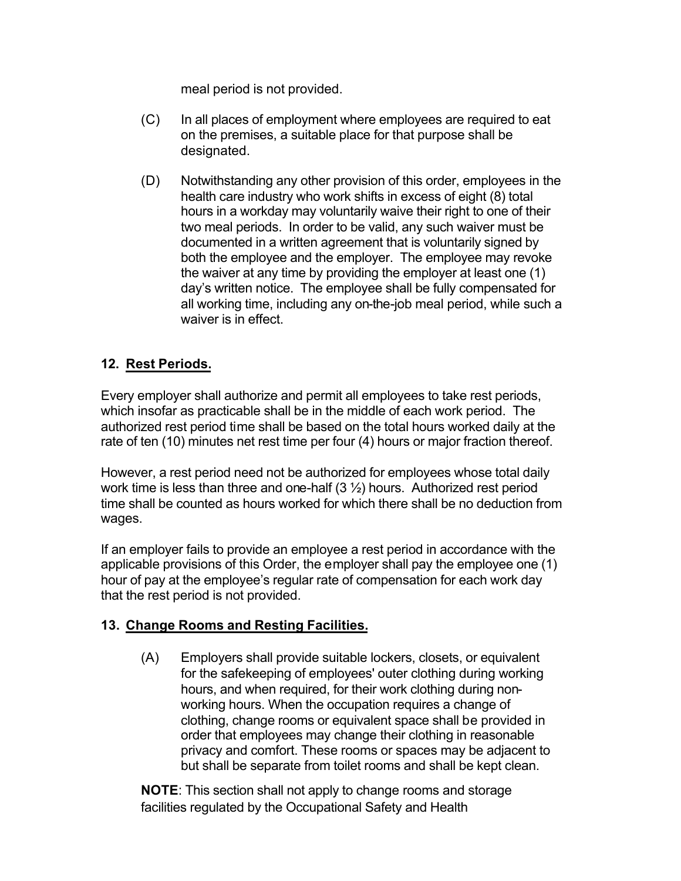meal period is not provided.

(C) In all places of employment where employees are required to eat on the premises, a suitable place for that purpose shall be designated.

(D) Notwithstanding any other provision of this order, employees in the health care industry who work shifts in excess of eight (8) total hours in a workday may voluntarily waive their right to one of their two meal periods. In order to be valid, any such waiver must be documented in a written agreement that is voluntarily signed by both the employee and the employer. The employee may revoke the waiver at any time by providing the employer at least one (1) day's written notice. The employee shall be fully compensated for all working time, including any on-the-job meal period, while such a waiver is in effect.

## 12. Rest Periods.

Every employer shall authorize and permit all employees to take rest periods, which insofar as practicable shall be in the middle of each work period. The authorized rest period time shall be based on the total hours worked daily at the rate of ten (10) minutes net rest time per four (4) hours or major fraction thereof.

However, a rest period need not be authorized for employees whose total daily work time is less than three and one-half (3 ½) hours. Authorized rest period time shall be counted as hours worked for which there shall be no deduction from wages.

If an employer fails to provide an employee a rest period in accordance with the applicable provisions of this Order, the employer shall pay the employee one (1) hour of pay at the employee's regular rate of compensation for each work day that the rest period is not provided.

## 13. Change Rooms and Resting Facilities.

(A) Employers shall provide suitable lockers, closets, or equivalent for the safekeeping of employees' outer clothing during working hours, and when required, for their work clothing during non-working hours. When the occupation requires a change of clothing, change rooms or equivalent space shall be provided in order that employees may change their clothing in reasonable privacy and comfort. These rooms or spaces may be adjacent to but shall be separate from toilet rooms and shall be kept clean.

**NOTE**: This section shall not apply to change rooms and storage facilities regulated by the Occupational Safety and Health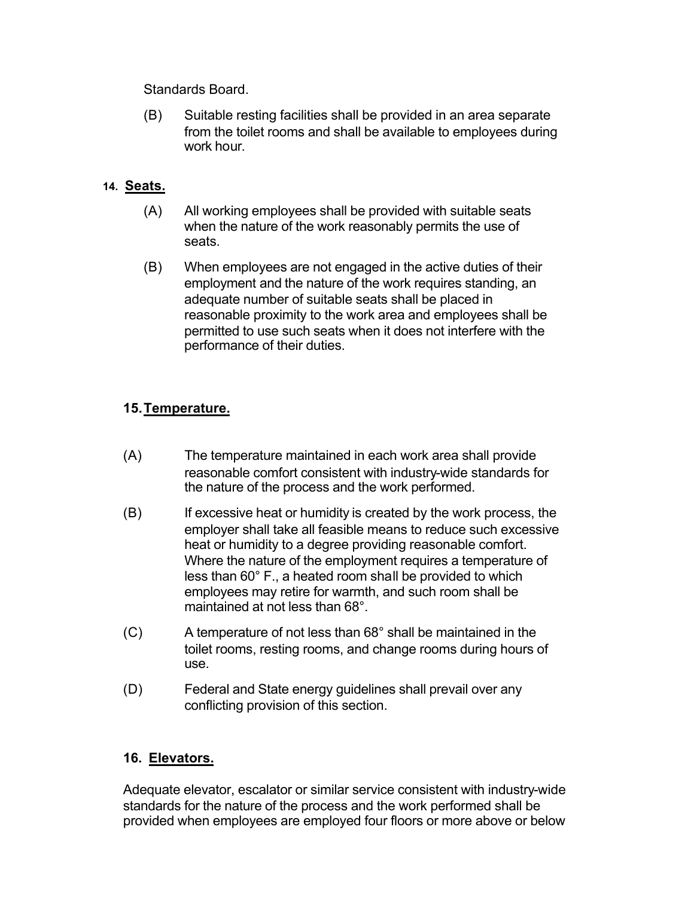Standards Board.

(B) Suitable resting facilities shall be provided in an area separate from the toilet rooms and shall be available to employees during work hour.

## 14. Seats.

(A) All working employees shall be provided with suitable seats when the nature of the work reasonably permits the use of seats.

(B) When employees are not engaged in the active duties of their employment and the nature of the work requires standing, an adequate number of suitable seats shall be placed in reasonable proximity to the work area and employees shall be permitted to use such seats when it does not interfere with the performance of their duties.

## 15. Temperature.

(A) The temperature maintained in each work area shall provide reasonable comfort consistent with industry-wide standards for the nature of the process and the work performed.

(B) If excessive heat or humidity is created by the work process, the employer shall take all feasible means to reduce such excessive heat or humidity to a degree providing reasonable comfort. Where the nature of the employment requires a temperature of less than 60° F., a heated room shall be provided to which employees may retire for warmth, and such room shall be maintained at not less than 68°.

(C) A temperature of not less than 68° shall be maintained in the toilet rooms, resting rooms, and change rooms during hours of use.

(D) Federal and State energy guidelines shall prevail over any conflicting provision of this section.

## 16. Elevators.

Adequate elevator, escalator or similar service consistent with industry-wide standards for the nature of the process and the work performed shall be provided when employees are employed four floors or more above or below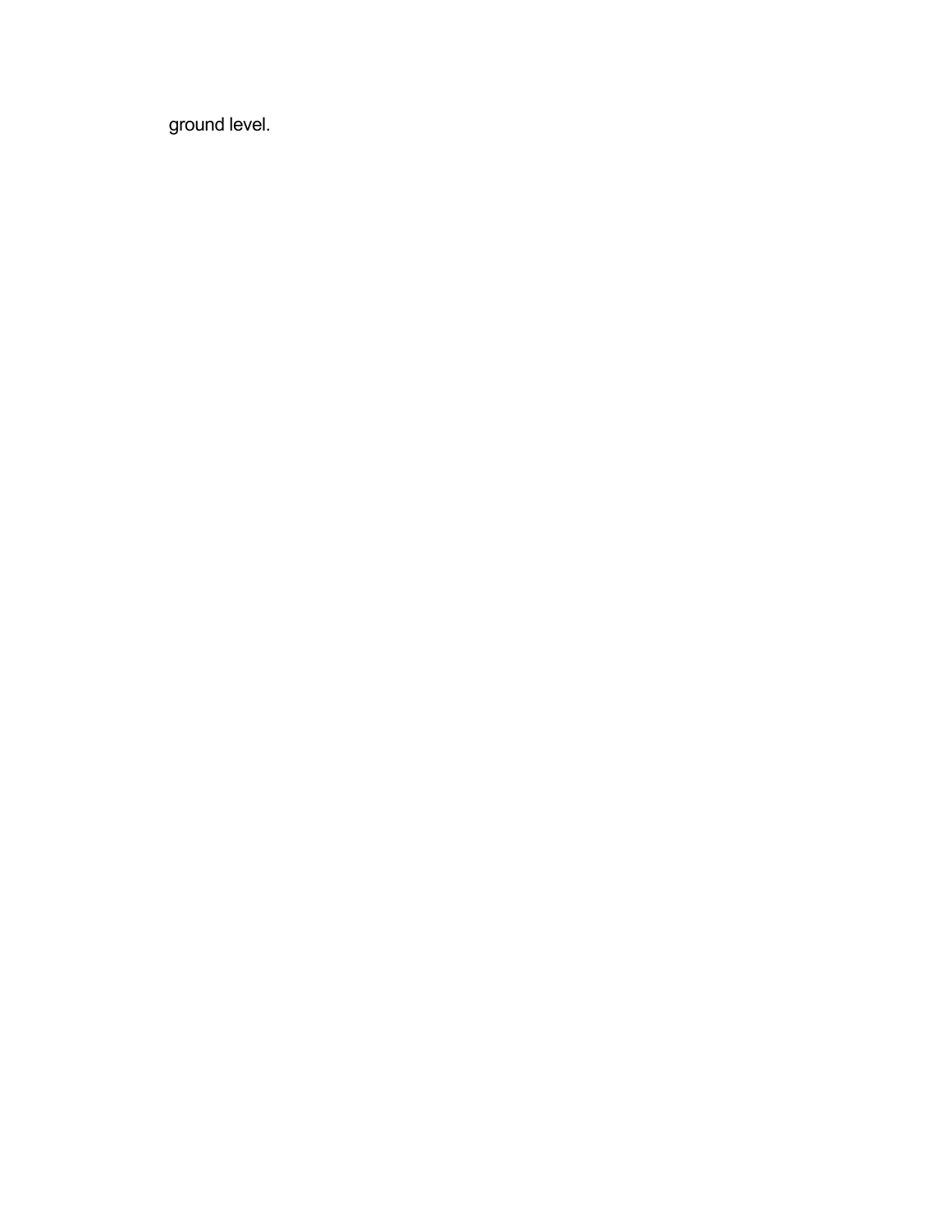ground level.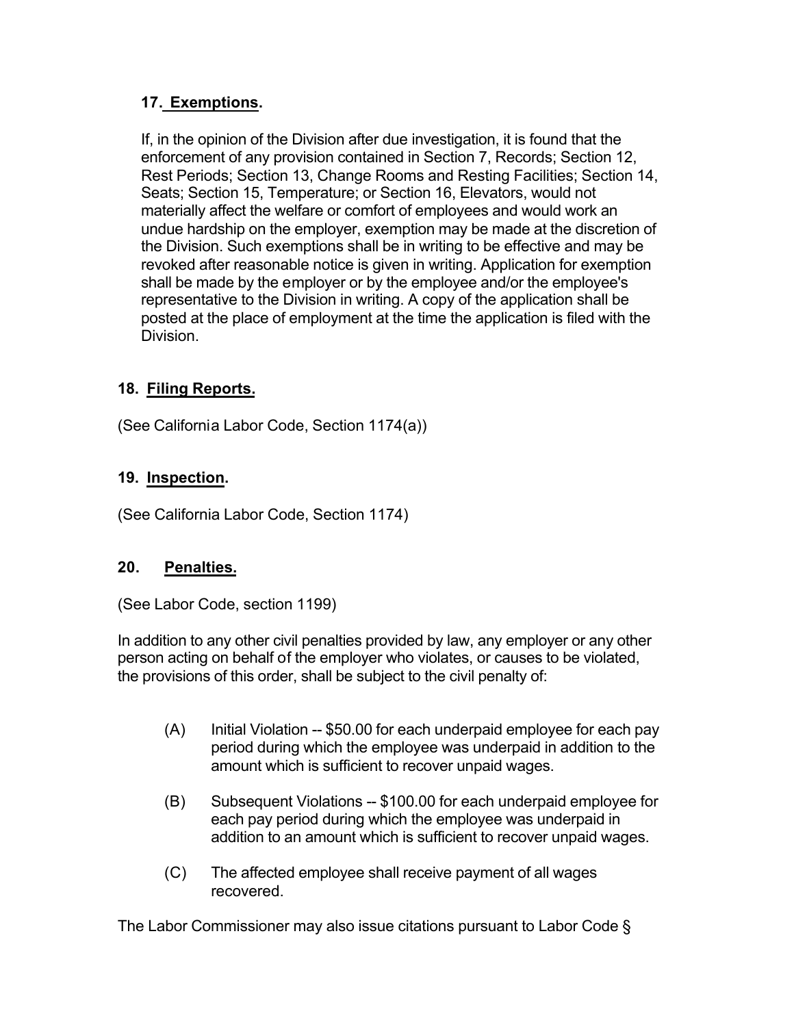## 17. Exemptions.

If, in the opinion of the Division after due investigation, it is found that the enforcement of any provision contained in Section 7, Records; Section 12, Rest Periods; Section 13, Change Rooms and Resting Facilities; Section 14, Seats; Section 15, Temperature; or Section 16, Elevators, would not materially affect the welfare or comfort of employees and would work an undue hardship on the employer, exemption may be made at the discretion of the Division. Such exemptions shall be in writing to be effective and may be revoked after reasonable notice is given in writing. Application for exemption shall be made by the employer or by the employee and/or the employee's representative to the Division in writing. A copy of the application shall be posted at the place of employment at the time the application is filed with the Division.

## 18. Filing Reports.

(See California Labor Code, Section 1174(a))

## 19. Inspection.

(See California Labor Code, Section 1174)

## 20. Penalties.

(See Labor Code, section 1199)

In addition to any other civil penalties provided by law, any employer or any other person acting on behalf of the employer who violates, or causes to be violated, the provisions of this order, shall be subject to the civil penalty of:

(A) Initial Violation -- $50.00 for each underpaid employee for each pay period during which the employee was underpaid in addition to the amount which is sufficient to recover unpaid wages.

(B) Subsequent Violations -- $100.00 for each underpaid employee for each pay period during which the employee was underpaid in addition to an amount which is sufficient to recover unpaid wages.

(C) The affected employee shall receive payment of all wages recovered.

The Labor Commissioner may also issue citations pursuant to Labor Code §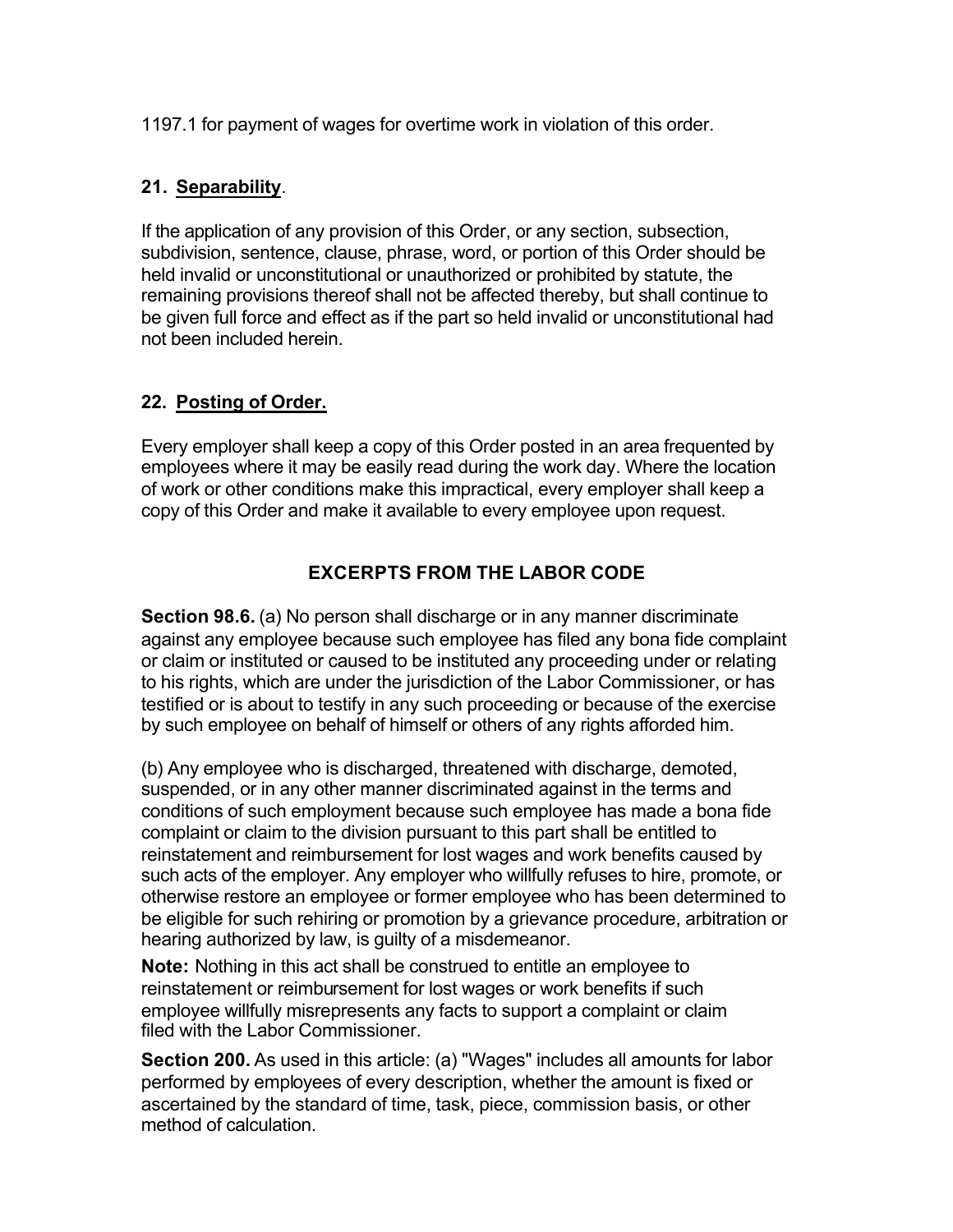1197.1 for payment of wages for overtime work in violation of this order.

## 21. Separability.

If the application of any provision of this Order, or any section, subsection, subdivision, sentence, clause, phrase, word, or portion of this Order should be held invalid or unconstitutional or unauthorized or prohibited by statute, the remaining provisions thereof shall not be affected thereby, but shall continue to be given full force and effect as if the part so held invalid or unconstitutional had not been included herein.

## 22. Posting of Order.

Every employer shall keep a copy of this Order posted in an area frequented by employees where it may be easily read during the work day. Where the location of work or other conditions make this impractical, every employer shall keep a copy of this Order and make it available to every employee upon request.

## EXCERPTS FROM THE LABOR CODE

**Section 98.6.** (a) No person shall discharge or in any manner discriminate against any employee because such employee has filed any bona fide complaint or claim or instituted or caused to be instituted any proceeding under or relating to his rights, which are under the jurisdiction of the Labor Commissioner, or has testified or is about to testify in any such proceeding or because of the exercise by such employee on behalf of himself or others of any rights afforded him.

(b) Any employee who is discharged, threatened with discharge, demoted, suspended, or in any other manner discriminated against in the terms and conditions of such employment because such employee has made a bona fide complaint or claim to the division pursuant to this part shall be entitled to reinstatement and reimbursement for lost wages and work benefits caused by such acts of the employer. Any employer who willfully refuses to hire, promote, or otherwise restore an employee or former employee who has been determined to be eligible for such rehiring or promotion by a grievance procedure, arbitration or hearing authorized by law, is guilty of a misdemeanor.

**Note:** Nothing in this act shall be construed to entitle an employee to reinstatement or reimbursement for lost wages or work benefits if such employee willfully misrepresents any facts to support a complaint or claim filed with the Labor Commissioner.

**Section 200.** As used in this article: (a) "Wages" includes all amounts for labor performed by employees of every description, whether the amount is fixed or ascertained by the standard of time, task, piece, commission basis, or other method of calculation.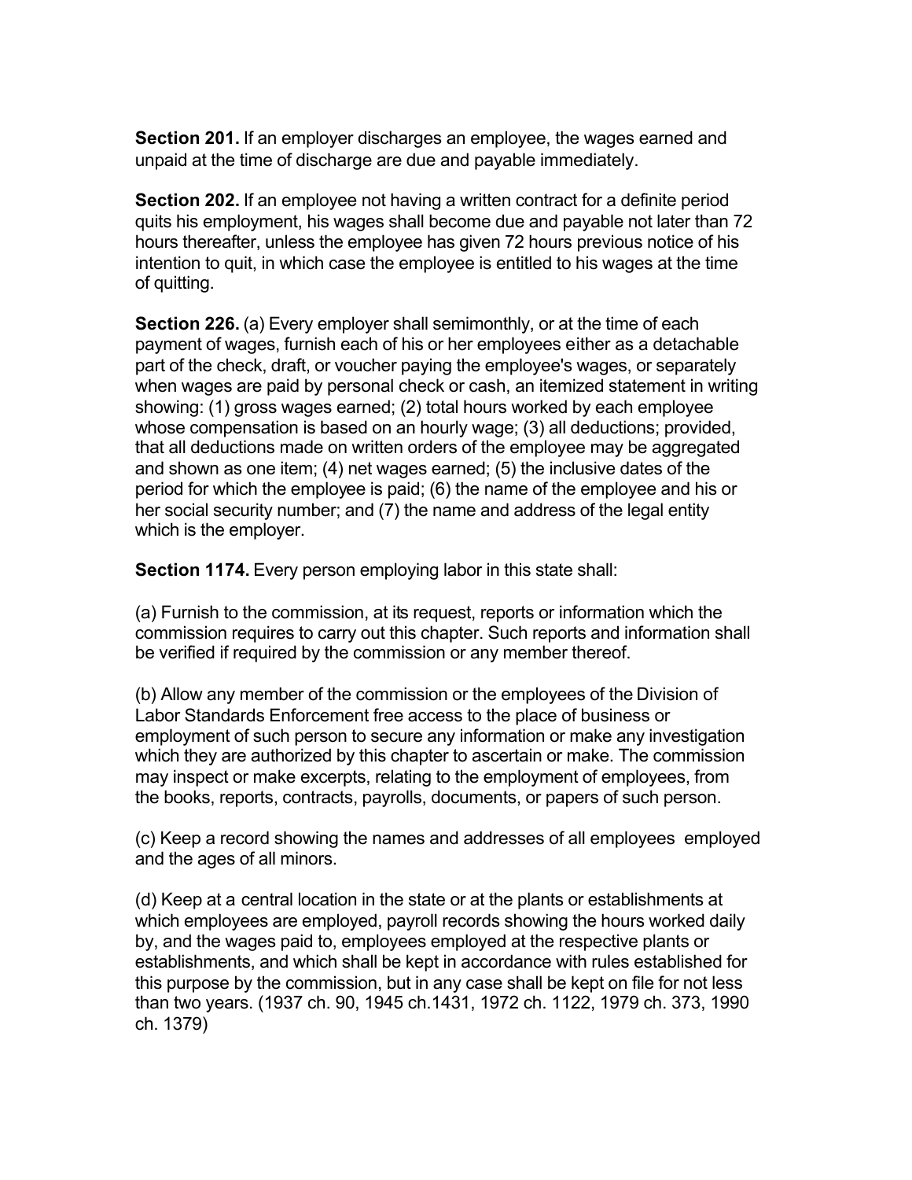**Section 201.** If an employer discharges an employee, the wages earned and unpaid at the time of discharge are due and payable immediately.

**Section 202.** If an employee not having a written contract for a definite period quits his employment, his wages shall become due and payable not later than 72 hours thereafter, unless the employee has given 72 hours previous notice of his intention to quit, in which case the employee is entitled to his wages at the time of quitting.

**Section 226.** (a) Every employer shall semimonthly, or at the time of each payment of wages, furnish each of his or her employees either as a detachable part of the check, draft, or voucher paying the employee's wages, or separately when wages are paid by personal check or cash, an itemized statement in writing showing: (1) gross wages earned; (2) total hours worked by each employee whose compensation is based on an hourly wage; (3) all deductions; provided, that all deductions made on written orders of the employee may be aggregated and shown as one item; (4) net wages earned; (5) the inclusive dates of the period for which the employee is paid; (6) the name of the employee and his or her social security number; and (7) the name and address of the legal entity which is the employer.

**Section 1174.** Every person employing labor in this state shall:

(a) Furnish to the commission, at its request, reports or information which the commission requires to carry out this chapter. Such reports and information shall be verified if required by the commission or any member thereof.

(b) Allow any member of the commission or the employees of the Division of Labor Standards Enforcement free access to the place of business or employment of such person to secure any information or make any investigation which they are authorized by this chapter to ascertain or make. The commission may inspect or make excerpts, relating to the employment of employees, from the books, reports, contracts, payrolls, documents, or papers of such person.

(c) Keep a record showing the names and addresses of all employees employed and the ages of all minors.

(d) Keep at a central location in the state or at the plants or establishments at which employees are employed, payroll records showing the hours worked daily by, and the wages paid to, employees employed at the respective plants or establishments, and which shall be kept in accordance with rules established for this purpose by the commission, but in any case shall be kept on file for not less than two years. (1937 ch. 90, 1945 ch.1431, 1972 ch. 1122, 1979 ch. 373, 1990 ch. 1379)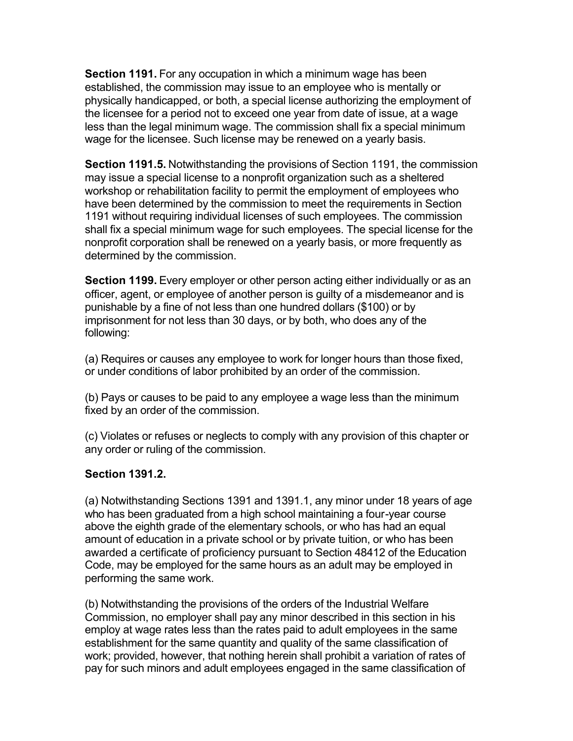**Section 1191.** For any occupation in which a minimum wage has been established, the commission may issue to an employee who is mentally or physically handicapped, or both, a special license authorizing the employment of the licensee for a period not to exceed one year from date of issue, at a wage less than the legal minimum wage. The commission shall fix a special minimum wage for the licensee. Such license may be renewed on a yearly basis.

**Section 1191.5.** Notwithstanding the provisions of Section 1191, the commission may issue a special license to a nonprofit organization such as a sheltered workshop or rehabilitation facility to permit the employment of employees who have been determined by the commission to meet the requirements in Section 1191 without requiring individual licenses of such employees. The commission shall fix a special minimum wage for such employees. The special license for the nonprofit corporation shall be renewed on a yearly basis, or more frequently as determined by the commission.

**Section 1199.** Every employer or other person acting either individually or as an officer, agent, or employee of another person is guilty of a misdemeanor and is punishable by a fine of not less than one hundred dollars ($100) or by imprisonment for not less than 30 days, or by both, who does any of the following:

(a) Requires or causes any employee to work for longer hours than those fixed, or under conditions of labor prohibited by an order of the commission.

(b) Pays or causes to be paid to any employee a wage less than the minimum fixed by an order of the commission.

(c) Violates or refuses or neglects to comply with any provision of this chapter or any order or ruling of the commission.

**Section 1391.2.**

(a) Notwithstanding Sections 1391 and 1391.1, any minor under 18 years of age who has been graduated from a high school maintaining a four-year course above the eighth grade of the elementary schools, or who has had an equal amount of education in a private school or by private tuition, or who has been awarded a certificate of proficiency pursuant to Section 48412 of the Education Code, may be employed for the same hours as an adult may be employed in performing the same work.

(b) Notwithstanding the provisions of the orders of the Industrial Welfare Commission, no employer shall pay any minor described in this section in his employ at wage rates less than the rates paid to adult employees in the same establishment for the same quantity and quality of the same classification of work; provided, however, that nothing herein shall prohibit a variation of rates of pay for such minors and adult employees engaged in the same classification of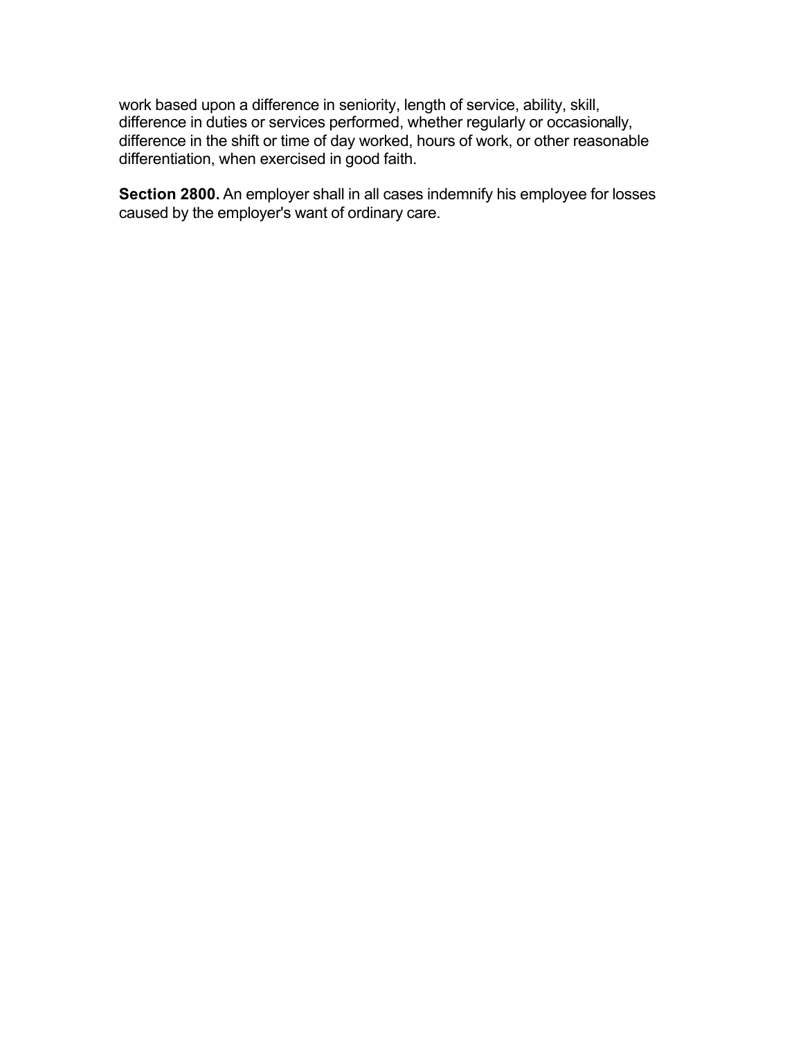work based upon a difference in seniority, length of service, ability, skill, difference in duties or services performed, whether regularly or occasionally, difference in the shift or time of day worked, hours of work, or other reasonable differentiation, when exercised in good faith.

**Section 2800.** An employer shall in all cases indemnify his employee for losses caused by the employer's want of ordinary care.